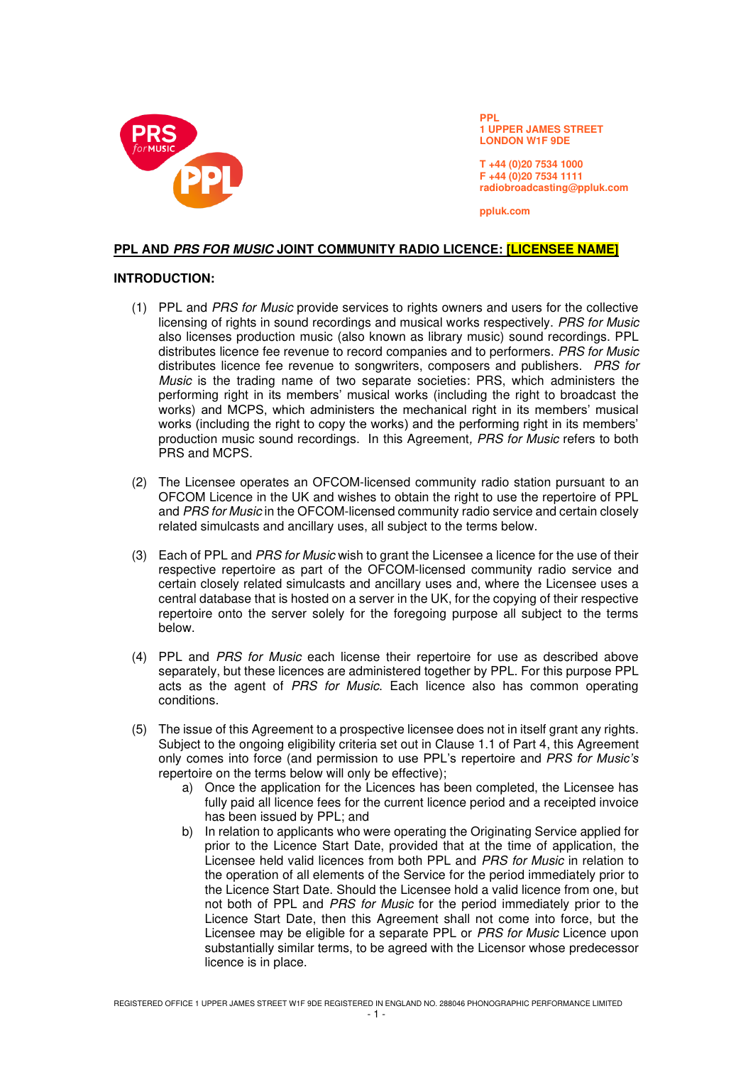PPL
1 UPPER JAMES STREET
LONDON W1F 9DE

T +44 (0)20 7534 1000
F +44 (0)20 7534 1111
radiobroadcasting@ppluk.com

ppluk.com

## PPL AND *PRS FOR MUSIC* JOINT COMMUNITY RADIO LICENCE: [LICENSEE NAME]

### INTRODUCTION:

(1) PPL and *PRS for Music* provide services to rights owners and users for the collective licensing of rights in sound recordings and musical works respectively. *PRS for Music* also licenses production music (also known as library music) sound recordings. PPL distributes licence fee revenue to record companies and to performers. *PRS for Music* distributes licence fee revenue to songwriters, composers and publishers. *PRS for Music* is the trading name of two separate societies: PRS, which administers the performing right in its members' musical works (including the right to broadcast the works) and MCPS, which administers the mechanical right in its members' musical works (including the right to copy the works) and the performing right in its members' production music sound recordings. In this Agreement, *PRS for Music* refers to both PRS and MCPS.

(2) The Licensee operates an OFCOM-licensed community radio station pursuant to an OFCOM Licence in the UK and wishes to obtain the right to use the repertoire of PPL and *PRS for Music* in the OFCOM-licensed community radio service and certain closely related simulcasts and ancillary uses, all subject to the terms below.

(3) Each of PPL and *PRS for Music* wish to grant the Licensee a licence for the use of their respective repertoire as part of the OFCOM-licensed community radio service and certain closely related simulcasts and ancillary uses and, where the Licensee uses a central database that is hosted on a server in the UK, for the copying of their respective repertoire onto the server solely for the foregoing purpose all subject to the terms below.

(4) PPL and *PRS for Music* each license their repertoire for use as described above separately, but these licences are administered together by PPL. For this purpose PPL acts as the agent of *PRS for Music*. Each licence also has common operating conditions.

(5) The issue of this Agreement to a prospective licensee does not in itself grant any rights. Subject to the ongoing eligibility criteria set out in Clause 1.1 of Part 4, this Agreement only comes into force (and permission to use PPL's repertoire and *PRS for Music's* repertoire on the terms below will only be effective);

   a) Once the application for the Licences has been completed, the Licensee has fully paid all licence fees for the current licence period and a receipted invoice has been issued by PPL; and

   b) In relation to applicants who were operating the Originating Service applied for prior to the Licence Start Date, provided that at the time of application, the Licensee held valid licences from both PPL and *PRS for Music* in relation to the operation of all elements of the Service for the period immediately prior to the Licence Start Date. Should the Licensee hold a valid licence from one, but not both of PPL and *PRS for Music* for the period immediately prior to the Licence Start Date, then this Agreement shall not come into force, but the Licensee may be eligible for a separate PPL or *PRS for Music* Licence upon substantially similar terms, to be agreed with the Licensor whose predecessor licence is in place.

REGISTERED OFFICE 1 UPPER JAMES STREET W1F 9DE REGISTERED IN ENGLAND NO. 288046 PHONOGRAPHIC PERFORMANCE LIMITED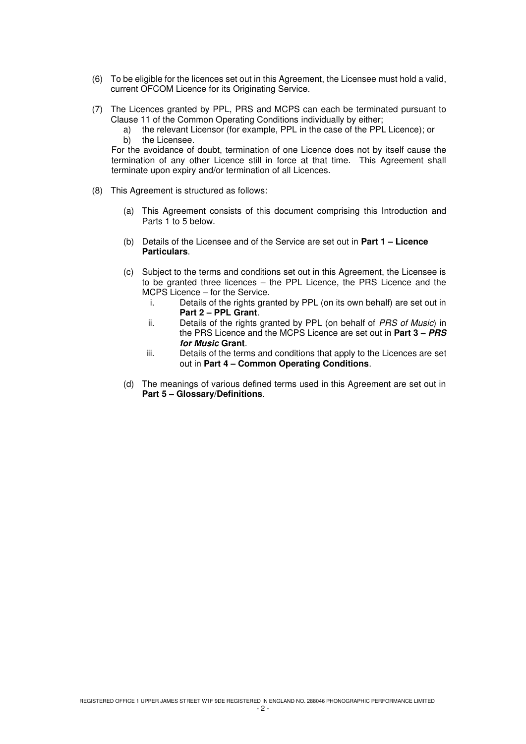(6) To be eligible for the licences set out in this Agreement, the Licensee must hold a valid, current OFCOM Licence for its Originating Service.

(7) The Licences granted by PPL, PRS and MCPS can each be terminated pursuant to Clause 11 of the Common Operating Conditions individually by either;

  a) the relevant Licensor (for example, PPL in the case of the PPL Licence); or
  b) the Licensee.

For the avoidance of doubt, termination of one Licence does not by itself cause the termination of any other Licence still in force at that time. This Agreement shall terminate upon expiry and/or termination of all Licences.

(8) This Agreement is structured as follows:

  (a) This Agreement consists of this document comprising this Introduction and Parts 1 to 5 below.

  (b) Details of the Licensee and of the Service are set out in **Part 1 – Licence Particulars**.

  (c) Subject to the terms and conditions set out in this Agreement, the Licensee is to be granted three licences – the PPL Licence, the PRS Licence and the MCPS Licence – for the Service.
    i. Details of the rights granted by PPL (on its own behalf) are set out in **Part 2 – PPL Grant**.
    ii. Details of the rights granted by PPL (on behalf of *PRS of Music*) in the PRS Licence and the MCPS Licence are set out in **Part 3 – *PRS for Music* Grant**.
    iii. Details of the terms and conditions that apply to the Licences are set out in **Part 4 – Common Operating Conditions**.

  (d) The meanings of various defined terms used in this Agreement are set out in **Part 5 – Glossary/Definitions**.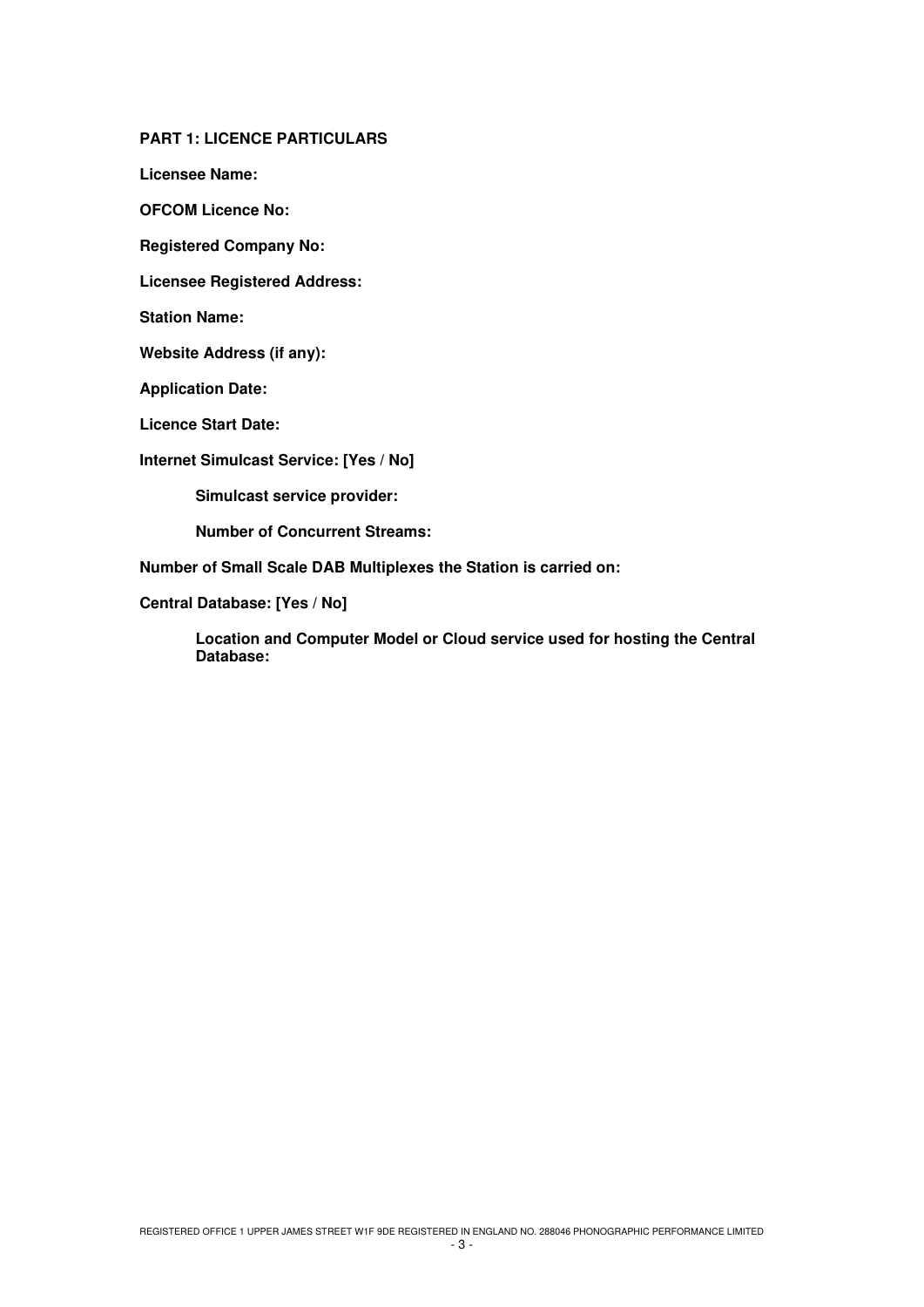## PART 1: LICENCE PARTICULARS

**Licensee Name:**

**OFCOM Licence No:**

**Registered Company No:**

**Licensee Registered Address:**

**Station Name:**

**Website Address (if any):**

**Application Date:**

**Licence Start Date:**

**Internet Simulcast Service: [Yes / No]**

> **Simulcast service provider:**
>
> **Number of Concurrent Streams:**

**Number of Small Scale DAB Multiplexes the Station is carried on:**

**Central Database: [Yes / No]**

> **Location and Computer Model or Cloud service used for hosting the Central Database:**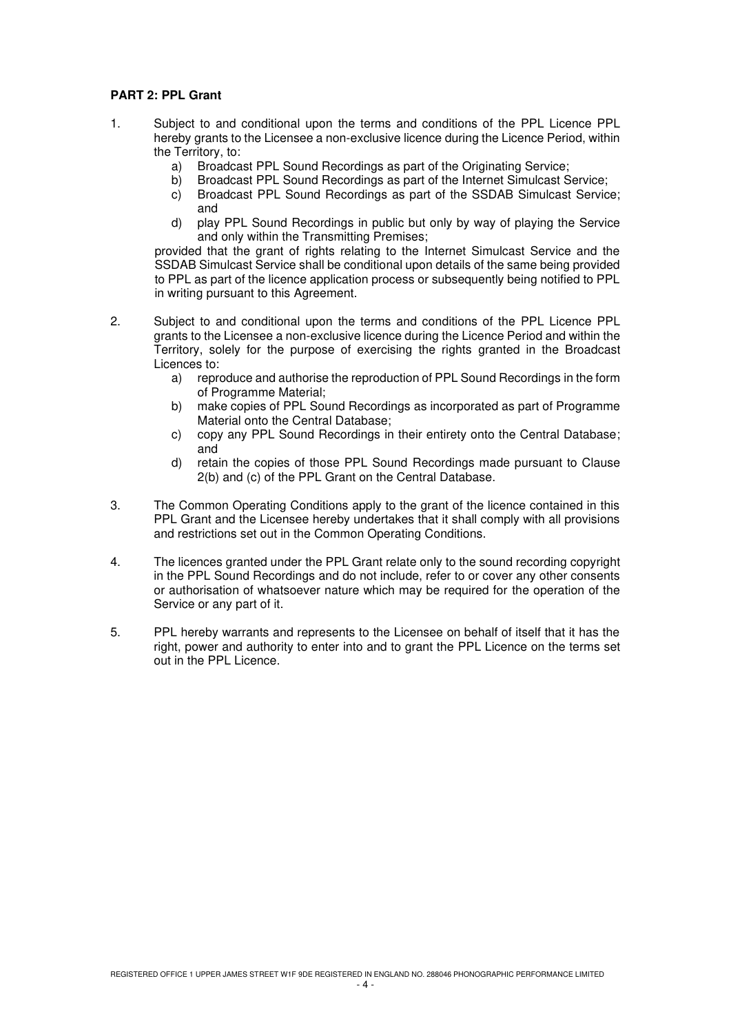**PART 2: PPL Grant**

1. Subject to and conditional upon the terms and conditions of the PPL Licence PPL hereby grants to the Licensee a non-exclusive licence during the Licence Period, within the Territory, to:
   a) Broadcast PPL Sound Recordings as part of the Originating Service;
   b) Broadcast PPL Sound Recordings as part of the Internet Simulcast Service;
   c) Broadcast PPL Sound Recordings as part of the SSDAB Simulcast Service; and
   d) play PPL Sound Recordings in public but only by way of playing the Service and only within the Transmitting Premises;

   provided that the grant of rights relating to the Internet Simulcast Service and the SSDAB Simulcast Service shall be conditional upon details of the same being provided to PPL as part of the licence application process or subsequently being notified to PPL in writing pursuant to this Agreement.

2. Subject to and conditional upon the terms and conditions of the PPL Licence PPL grants to the Licensee a non-exclusive licence during the Licence Period and within the Territory, solely for the purpose of exercising the rights granted in the Broadcast Licences to:
   a) reproduce and authorise the reproduction of PPL Sound Recordings in the form of Programme Material;
   b) make copies of PPL Sound Recordings as incorporated as part of Programme Material onto the Central Database;
   c) copy any PPL Sound Recordings in their entirety onto the Central Database; and
   d) retain the copies of those PPL Sound Recordings made pursuant to Clause 2(b) and (c) of the PPL Grant on the Central Database.

3. The Common Operating Conditions apply to the grant of the licence contained in this PPL Grant and the Licensee hereby undertakes that it shall comply with all provisions and restrictions set out in the Common Operating Conditions.

4. The licences granted under the PPL Grant relate only to the sound recording copyright in the PPL Sound Recordings and do not include, refer to or cover any other consents or authorisation of whatsoever nature which may be required for the operation of the Service or any part of it.

5. PPL hereby warrants and represents to the Licensee on behalf of itself that it has the right, power and authority to enter into and to grant the PPL Licence on the terms set out in the PPL Licence.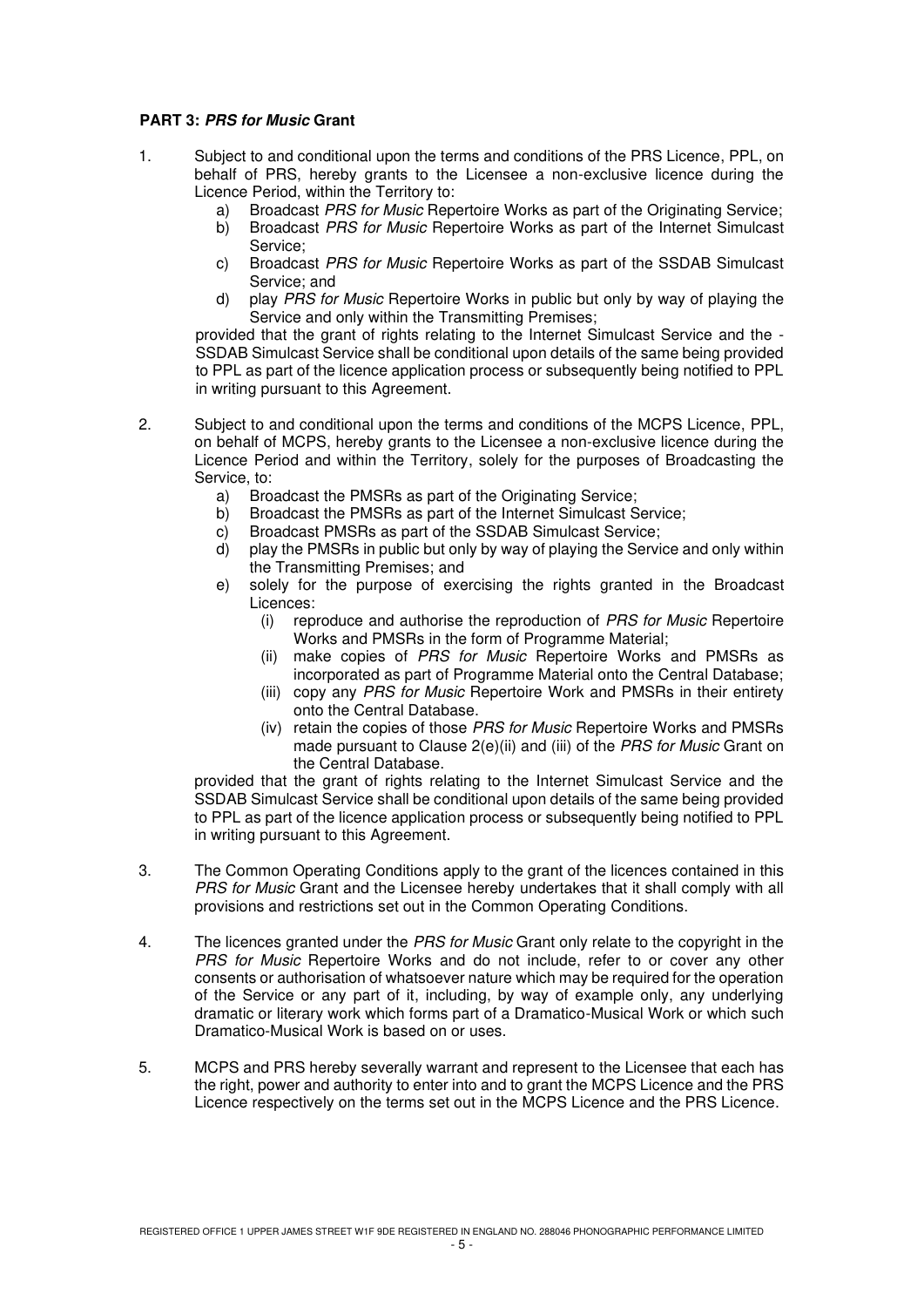**PART 3: *PRS for Music* Grant**

1. Subject to and conditional upon the terms and conditions of the PRS Licence, PPL, on behalf of PRS, hereby grants to the Licensee a non-exclusive licence during the Licence Period, within the Territory to:
   a) Broadcast *PRS for Music* Repertoire Works as part of the Originating Service;
   b) Broadcast *PRS for Music* Repertoire Works as part of the Internet Simulcast Service;
   c) Broadcast *PRS for Music* Repertoire Works as part of the SSDAB Simulcast Service; and
   d) play *PRS for Music* Repertoire Works in public but only by way of playing the Service and only within the Transmitting Premises;

   provided that the grant of rights relating to the Internet Simulcast Service and the - SSDAB Simulcast Service shall be conditional upon details of the same being provided to PPL as part of the licence application process or subsequently being notified to PPL in writing pursuant to this Agreement.

2. Subject to and conditional upon the terms and conditions of the MCPS Licence, PPL, on behalf of MCPS, hereby grants to the Licensee a non-exclusive licence during the Licence Period and within the Territory, solely for the purposes of Broadcasting the Service, to:
   a) Broadcast the PMSRs as part of the Originating Service;
   b) Broadcast the PMSRs as part of the Internet Simulcast Service;
   c) Broadcast PMSRs as part of the SSDAB Simulcast Service;
   d) play the PMSRs in public but only by way of playing the Service and only within the Transmitting Premises; and
   e) solely for the purpose of exercising the rights granted in the Broadcast Licences:
      (i) reproduce and authorise the reproduction of *PRS for Music* Repertoire Works and PMSRs in the form of Programme Material;
      (ii) make copies of *PRS for Music* Repertoire Works and PMSRs as incorporated as part of Programme Material onto the Central Database;
      (iii) copy any *PRS for Music* Repertoire Work and PMSRs in their entirety onto the Central Database.
      (iv) retain the copies of those *PRS for Music* Repertoire Works and PMSRs made pursuant to Clause 2(e)(ii) and (iii) of the *PRS for Music* Grant on the Central Database.

   provided that the grant of rights relating to the Internet Simulcast Service and the SSDAB Simulcast Service shall be conditional upon details of the same being provided to PPL as part of the licence application process or subsequently being notified to PPL in writing pursuant to this Agreement.

3. The Common Operating Conditions apply to the grant of the licences contained in this *PRS for Music* Grant and the Licensee hereby undertakes that it shall comply with all provisions and restrictions set out in the Common Operating Conditions.

4. The licences granted under the *PRS for Music* Grant only relate to the copyright in the *PRS for Music* Repertoire Works and do not include, refer to or cover any other consents or authorisation of whatsoever nature which may be required for the operation of the Service or any part of it, including, by way of example only, any underlying dramatic or literary work which forms part of a Dramatico-Musical Work or which such Dramatico-Musical Work is based on or uses.

5. MCPS and PRS hereby severally warrant and represent to the Licensee that each has the right, power and authority to enter into and to grant the MCPS Licence and the PRS Licence respectively on the terms set out in the MCPS Licence and the PRS Licence.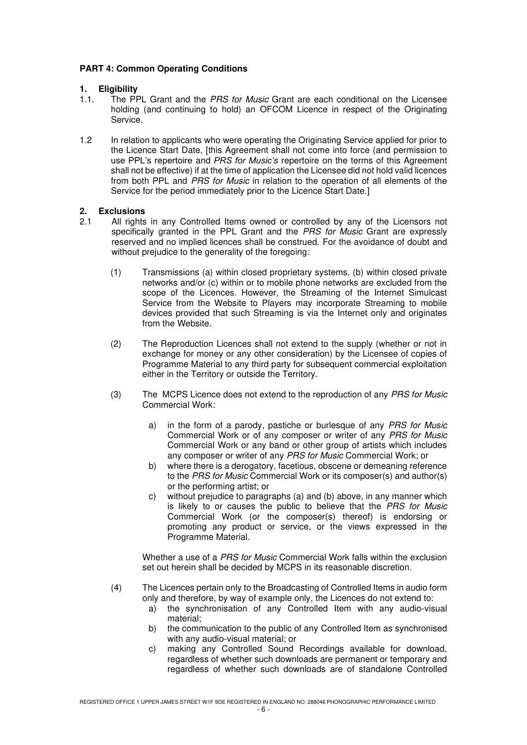## PART 4: Common Operating Conditions

### 1. Eligibility

1.1. The PPL Grant and the *PRS for Music* Grant are each conditional on the Licensee holding (and continuing to hold) an OFCOM Licence in respect of the Originating Service.

1.2 In relation to applicants who were operating the Originating Service applied for prior to the Licence Start Date, [this Agreement shall not come into force (and permission to use PPL's repertoire and *PRS for Music's* repertoire on the terms of this Agreement shall not be effective) if at the time of application the Licensee did not hold valid licences from both PPL and *PRS for Music* in relation to the operation of all elements of the Service for the period immediately prior to the Licence Start Date.]

### 2. Exclusions

2.1 All rights in any Controlled Items owned or controlled by any of the Licensors not specifically granted in the PPL Grant and the *PRS for Music* Grant are expressly reserved and no implied licences shall be construed. For the avoidance of doubt and without prejudice to the generality of the foregoing:

(1) Transmissions (a) within closed proprietary systems, (b) within closed private networks and/or (c) within or to mobile phone networks are excluded from the scope of the Licences. However, the Streaming of the Internet Simulcast Service from the Website to Players may incorporate Streaming to mobile devices provided that such Streaming is via the Internet only and originates from the Website.

(2) The Reproduction Licences shall not extend to the supply (whether or not in exchange for money or any other consideration) by the Licensee of copies of Programme Material to any third party for subsequent commercial exploitation either in the Territory or outside the Territory.

(3) The MCPS Licence does not extend to the reproduction of any *PRS for Music* Commercial Work:

a) in the form of a parody, pastiche or burlesque of any *PRS for Music* Commercial Work or of any composer or writer of any *PRS for Music* Commercial Work or any band or other group of artists which includes any composer or writer of any *PRS for Music* Commercial Work; or

b) where there is a derogatory, facetious, obscene or demeaning reference to the *PRS for Music* Commercial Work or its composer(s) and author(s) or the performing artist; or

c) without prejudice to paragraphs (a) and (b) above, in any manner which is likely to or causes the public to believe that the *PRS for Music* Commercial Work (or the composer(s) thereof) is endorsing or promoting any product or service, or the views expressed in the Programme Material.

Whether a use of a *PRS for Music* Commercial Work falls within the exclusion set out herein shall be decided by MCPS in its reasonable discretion.

(4) The Licences pertain only to the Broadcasting of Controlled Items in audio form only and therefore, by way of example only, the Licences do not extend to:

a) the synchronisation of any Controlled Item with any audio-visual material;

b) the communication to the public of any Controlled Item as synchronised with any audio-visual material; or

c) making any Controlled Sound Recordings available for download, regardless of whether such downloads are permanent or temporary and regardless of whether such downloads are of standalone Controlled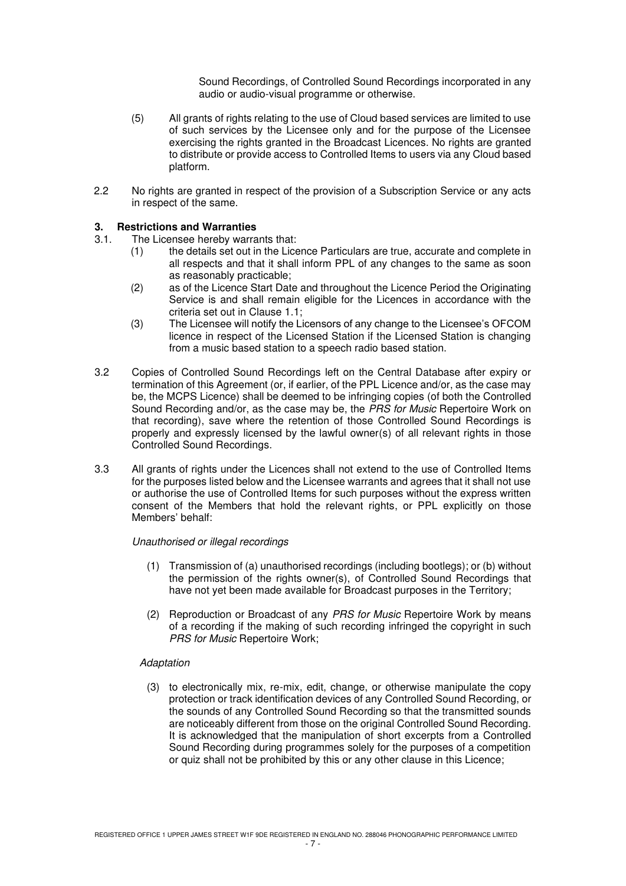Sound Recordings, of Controlled Sound Recordings incorporated in any audio or audio-visual programme or otherwise.

(5) All grants of rights relating to the use of Cloud based services are limited to use of such services by the Licensee only and for the purpose of the Licensee exercising the rights granted in the Broadcast Licences. No rights are granted to distribute or provide access to Controlled Items to users via any Cloud based platform.

2.2 No rights are granted in respect of the provision of a Subscription Service or any acts in respect of the same.

## 3. Restrictions and Warranties

3.1. The Licensee hereby warrants that:

(1) the details set out in the Licence Particulars are true, accurate and complete in all respects and that it shall inform PPL of any changes to the same as soon as reasonably practicable;

(2) as of the Licence Start Date and throughout the Licence Period the Originating Service is and shall remain eligible for the Licences in accordance with the criteria set out in Clause 1.1;

(3) The Licensee will notify the Licensors of any change to the Licensee's OFCOM licence in respect of the Licensed Station if the Licensed Station is changing from a music based station to a speech radio based station.

3.2 Copies of Controlled Sound Recordings left on the Central Database after expiry or termination of this Agreement (or, if earlier, of the PPL Licence and/or, as the case may be, the MCPS Licence) shall be deemed to be infringing copies (of both the Controlled Sound Recording and/or, as the case may be, the *PRS for Music* Repertoire Work on that recording), save where the retention of those Controlled Sound Recordings is properly and expressly licensed by the lawful owner(s) of all relevant rights in those Controlled Sound Recordings.

3.3 All grants of rights under the Licences shall not extend to the use of Controlled Items for the purposes listed below and the Licensee warrants and agrees that it shall not use or authorise the use of Controlled Items for such purposes without the express written consent of the Members that hold the relevant rights, or PPL explicitly on those Members' behalf:

*Unauthorised or illegal recordings*

(1) Transmission of (a) unauthorised recordings (including bootlegs); or (b) without the permission of the rights owner(s), of Controlled Sound Recordings that have not yet been made available for Broadcast purposes in the Territory;

(2) Reproduction or Broadcast of any *PRS for Music* Repertoire Work by means of a recording if the making of such recording infringed the copyright in such *PRS for Music* Repertoire Work;

*Adaptation*

(3) to electronically mix, re-mix, edit, change, or otherwise manipulate the copy protection or track identification devices of any Controlled Sound Recording, or the sounds of any Controlled Sound Recording so that the transmitted sounds are noticeably different from those on the original Controlled Sound Recording. It is acknowledged that the manipulation of short excerpts from a Controlled Sound Recording during programmes solely for the purposes of a competition or quiz shall not be prohibited by this or any other clause in this Licence;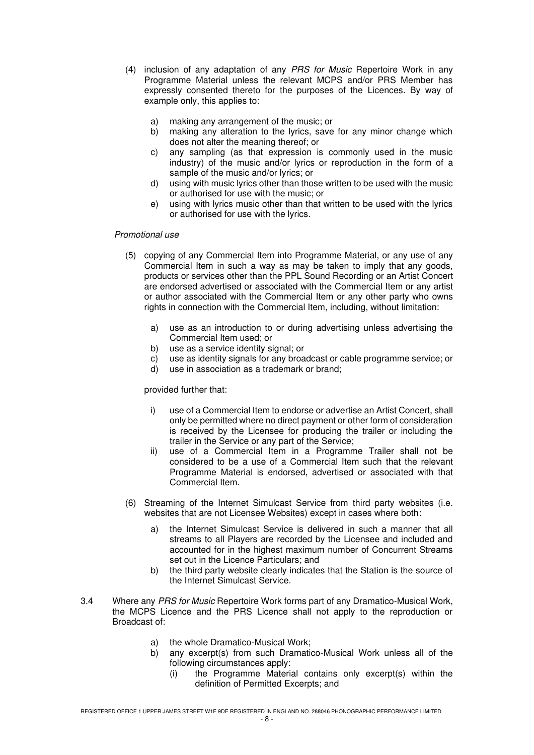(4) inclusion of any adaptation of any *PRS for Music* Repertoire Work in any Programme Material unless the relevant MCPS and/or PRS Member has expressly consented thereto for the purposes of the Licences. By way of example only, this applies to:

   a) making any arrangement of the music; or
   b) making any alteration to the lyrics, save for any minor change which does not alter the meaning thereof; or
   c) any sampling (as that expression is commonly used in the music industry) of the music and/or lyrics or reproduction in the form of a sample of the music and/or lyrics; or
   d) using with music lyrics other than those written to be used with the music or authorised for use with the music; or
   e) using with lyrics music other than that written to be used with the lyrics or authorised for use with the lyrics.

*Promotional use*

(5) copying of any Commercial Item into Programme Material, or any use of any Commercial Item in such a way as may be taken to imply that any goods, products or services other than the PPL Sound Recording or an Artist Concert are endorsed advertised or associated with the Commercial Item or any artist or author associated with the Commercial Item or any other party who owns rights in connection with the Commercial Item, including, without limitation:

   a) use as an introduction to or during advertising unless advertising the Commercial Item used; or
   b) use as a service identity signal; or
   c) use as identity signals for any broadcast or cable programme service; or
   d) use in association as a trademark or brand;

   provided further that:

   i) use of a Commercial Item to endorse or advertise an Artist Concert, shall only be permitted where no direct payment or other form of consideration is received by the Licensee for producing the trailer or including the trailer in the Service or any part of the Service;
   ii) use of a Commercial Item in a Programme Trailer shall not be considered to be a use of a Commercial Item such that the relevant Programme Material is endorsed, advertised or associated with that Commercial Item.

(6) Streaming of the Internet Simulcast Service from third party websites (i.e. websites that are not Licensee Websites) except in cases where both:

   a) the Internet Simulcast Service is delivered in such a manner that all streams to all Players are recorded by the Licensee and included and accounted for in the highest maximum number of Concurrent Streams set out in the Licence Particulars; and
   b) the third party website clearly indicates that the Station is the source of the Internet Simulcast Service.

3.4 Where any *PRS for Music* Repertoire Work forms part of any Dramatico-Musical Work, the MCPS Licence and the PRS Licence shall not apply to the reproduction or Broadcast of:

   a) the whole Dramatico-Musical Work;
   b) any excerpt(s) from such Dramatico-Musical Work unless all of the following circumstances apply:
      (i) the Programme Material contains only excerpt(s) within the definition of Permitted Excerpts; and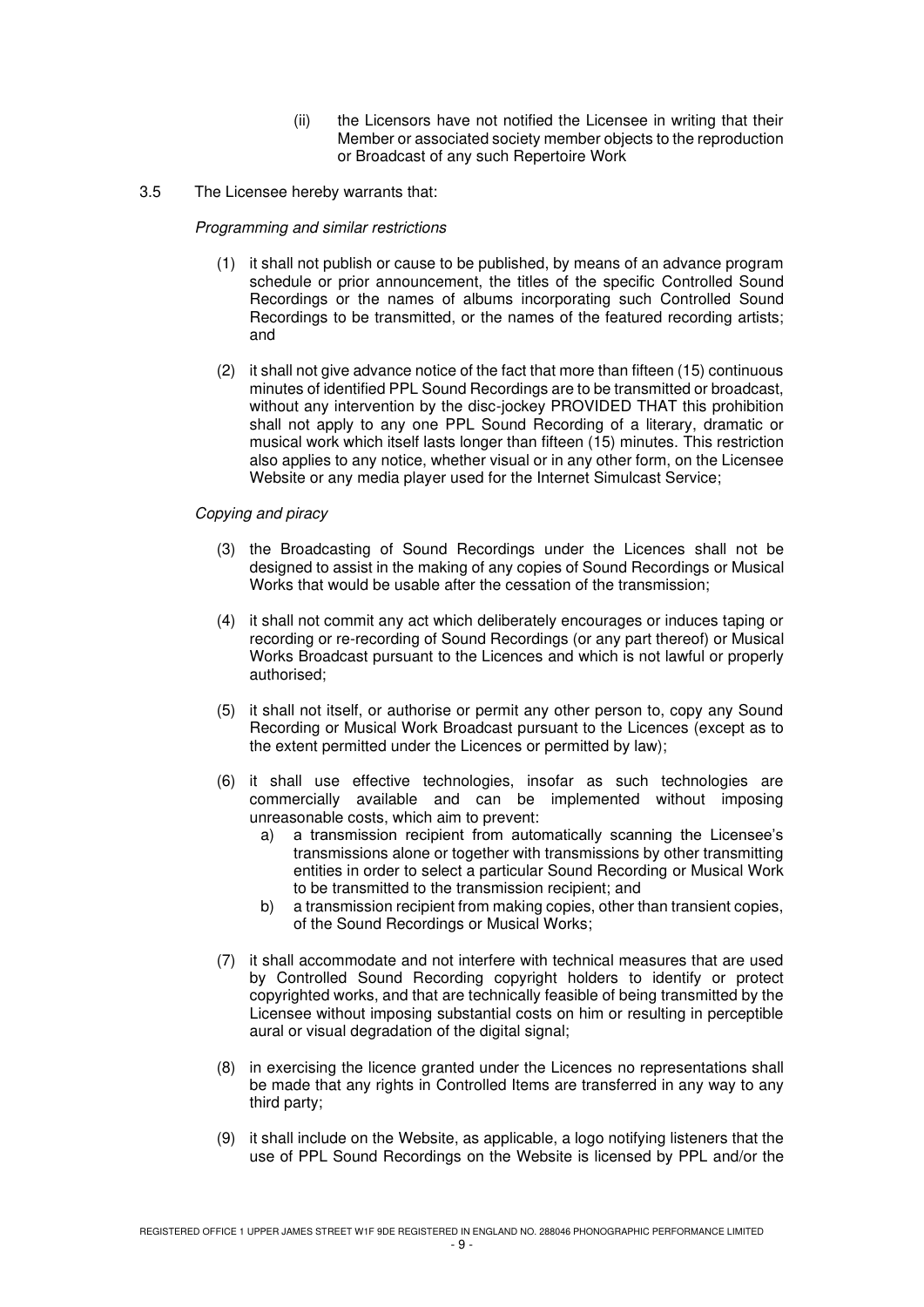(ii) the Licensors have not notified the Licensee in writing that their Member or associated society member objects to the reproduction or Broadcast of any such Repertoire Work

3.5 The Licensee hereby warrants that:

*Programming and similar restrictions*

(1) it shall not publish or cause to be published, by means of an advance program schedule or prior announcement, the titles of the specific Controlled Sound Recordings or the names of albums incorporating such Controlled Sound Recordings to be transmitted, or the names of the featured recording artists; and

(2) it shall not give advance notice of the fact that more than fifteen (15) continuous minutes of identified PPL Sound Recordings are to be transmitted or broadcast, without any intervention by the disc-jockey PROVIDED THAT this prohibition shall not apply to any one PPL Sound Recording of a literary, dramatic or musical work which itself lasts longer than fifteen (15) minutes. This restriction also applies to any notice, whether visual or in any other form, on the Licensee Website or any media player used for the Internet Simulcast Service;

*Copying and piracy*

(3) the Broadcasting of Sound Recordings under the Licences shall not be designed to assist in the making of any copies of Sound Recordings or Musical Works that would be usable after the cessation of the transmission;

(4) it shall not commit any act which deliberately encourages or induces taping or recording or re-recording of Sound Recordings (or any part thereof) or Musical Works Broadcast pursuant to the Licences and which is not lawful or properly authorised;

(5) it shall not itself, or authorise or permit any other person to, copy any Sound Recording or Musical Work Broadcast pursuant to the Licences (except as to the extent permitted under the Licences or permitted by law);

(6) it shall use effective technologies, insofar as such technologies are commercially available and can be implemented without imposing unreasonable costs, which aim to prevent:
   a) a transmission recipient from automatically scanning the Licensee's transmissions alone or together with transmissions by other transmitting entities in order to select a particular Sound Recording or Musical Work to be transmitted to the transmission recipient; and
   b) a transmission recipient from making copies, other than transient copies, of the Sound Recordings or Musical Works;

(7) it shall accommodate and not interfere with technical measures that are used by Controlled Sound Recording copyright holders to identify or protect copyrighted works, and that are technically feasible of being transmitted by the Licensee without imposing substantial costs on him or resulting in perceptible aural or visual degradation of the digital signal;

(8) in exercising the licence granted under the Licences no representations shall be made that any rights in Controlled Items are transferred in any way to any third party;

(9) it shall include on the Website, as applicable, a logo notifying listeners that the use of PPL Sound Recordings on the Website is licensed by PPL and/or the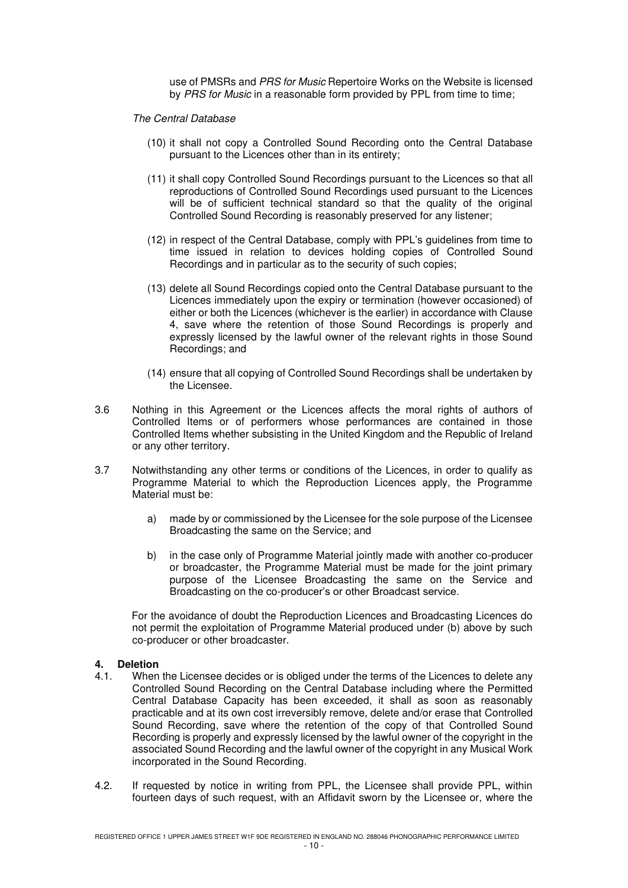use of PMSRs and *PRS for Music* Repertoire Works on the Website is licensed by *PRS for Music* in a reasonable form provided by PPL from time to time;

*The Central Database*

(10) it shall not copy a Controlled Sound Recording onto the Central Database pursuant to the Licences other than in its entirety;

(11) it shall copy Controlled Sound Recordings pursuant to the Licences so that all reproductions of Controlled Sound Recordings used pursuant to the Licences will be of sufficient technical standard so that the quality of the original Controlled Sound Recording is reasonably preserved for any listener;

(12) in respect of the Central Database, comply with PPL's guidelines from time to time issued in relation to devices holding copies of Controlled Sound Recordings and in particular as to the security of such copies;

(13) delete all Sound Recordings copied onto the Central Database pursuant to the Licences immediately upon the expiry or termination (however occasioned) of either or both the Licences (whichever is the earlier) in accordance with Clause 4, save where the retention of those Sound Recordings is properly and expressly licensed by the lawful owner of the relevant rights in those Sound Recordings; and

(14) ensure that all copying of Controlled Sound Recordings shall be undertaken by the Licensee.

3.6 Nothing in this Agreement or the Licences affects the moral rights of authors of Controlled Items or of performers whose performances are contained in those Controlled Items whether subsisting in the United Kingdom and the Republic of Ireland or any other territory.

3.7 Notwithstanding any other terms or conditions of the Licences, in order to qualify as Programme Material to which the Reproduction Licences apply, the Programme Material must be:

a) made by or commissioned by the Licensee for the sole purpose of the Licensee Broadcasting the same on the Service; and

b) in the case only of Programme Material jointly made with another co-producer or broadcaster, the Programme Material must be made for the joint primary purpose of the Licensee Broadcasting the same on the Service and Broadcasting on the co-producer's or other Broadcast service.

For the avoidance of doubt the Reproduction Licences and Broadcasting Licences do not permit the exploitation of Programme Material produced under (b) above by such co-producer or other broadcaster.

## 4. Deletion

4.1. When the Licensee decides or is obliged under the terms of the Licences to delete any Controlled Sound Recording on the Central Database including where the Permitted Central Database Capacity has been exceeded, it shall as soon as reasonably practicable and at its own cost irreversibly remove, delete and/or erase that Controlled Sound Recording, save where the retention of the copy of that Controlled Sound Recording is properly and expressly licensed by the lawful owner of the copyright in the associated Sound Recording and the lawful owner of the copyright in any Musical Work incorporated in the Sound Recording.

4.2. If requested by notice in writing from PPL, the Licensee shall provide PPL, within fourteen days of such request, with an Affidavit sworn by the Licensee or, where the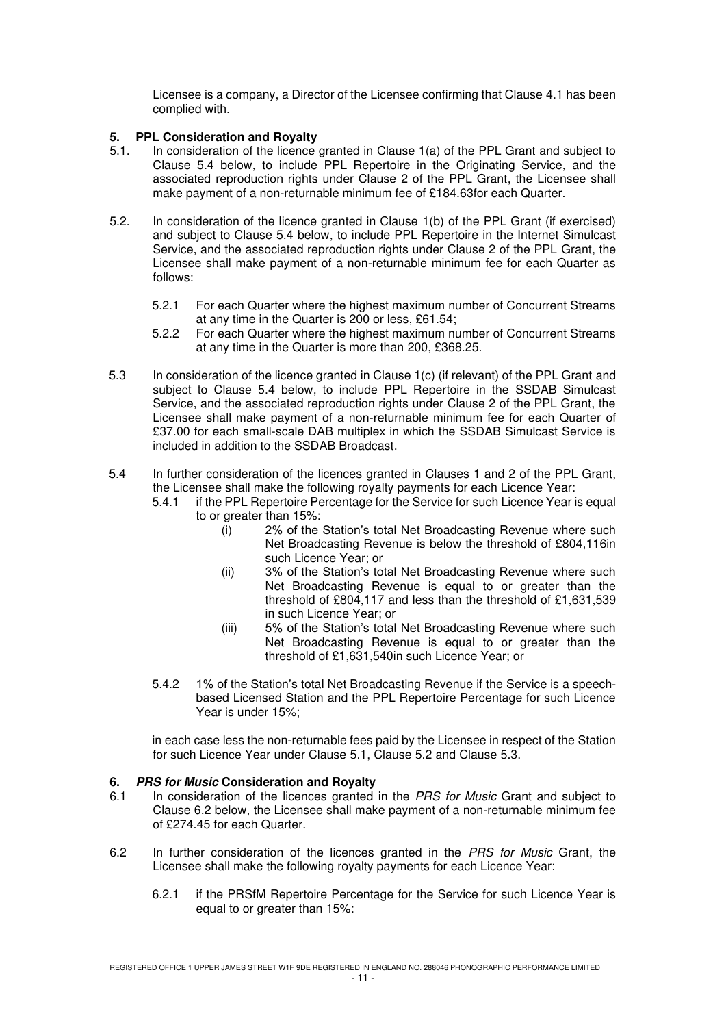Licensee is a company, a Director of the Licensee confirming that Clause 4.1 has been complied with.

## 5. PPL Consideration and Royalty

5.1. In consideration of the licence granted in Clause 1(a) of the PPL Grant and subject to Clause 5.4 below, to include PPL Repertoire in the Originating Service, and the associated reproduction rights under Clause 2 of the PPL Grant, the Licensee shall make payment of a non-returnable minimum fee of £184.63for each Quarter.

5.2. In consideration of the licence granted in Clause 1(b) of the PPL Grant (if exercised) and subject to Clause 5.4 below, to include PPL Repertoire in the Internet Simulcast Service, and the associated reproduction rights under Clause 2 of the PPL Grant, the Licensee shall make payment of a non-returnable minimum fee for each Quarter as follows:

5.2.1 For each Quarter where the highest maximum number of Concurrent Streams at any time in the Quarter is 200 or less, £61.54;

5.2.2 For each Quarter where the highest maximum number of Concurrent Streams at any time in the Quarter is more than 200, £368.25.

5.3 In consideration of the licence granted in Clause 1(c) (if relevant) of the PPL Grant and subject to Clause 5.4 below, to include PPL Repertoire in the SSDAB Simulcast Service, and the associated reproduction rights under Clause 2 of the PPL Grant, the Licensee shall make payment of a non-returnable minimum fee for each Quarter of £37.00 for each small-scale DAB multiplex in which the SSDAB Simulcast Service is included in addition to the SSDAB Broadcast.

5.4 In further consideration of the licences granted in Clauses 1 and 2 of the PPL Grant, the Licensee shall make the following royalty payments for each Licence Year:

5.4.1 if the PPL Repertoire Percentage for the Service for such Licence Year is equal to or greater than 15%:

(i) 2% of the Station's total Net Broadcasting Revenue where such Net Broadcasting Revenue is below the threshold of £804,116in such Licence Year; or

(ii) 3% of the Station's total Net Broadcasting Revenue where such Net Broadcasting Revenue is equal to or greater than the threshold of £804,117 and less than the threshold of £1,631,539 in such Licence Year; or

(iii) 5% of the Station's total Net Broadcasting Revenue where such Net Broadcasting Revenue is equal to or greater than the threshold of £1,631,540in such Licence Year; or

5.4.2 1% of the Station's total Net Broadcasting Revenue if the Service is a speech-based Licensed Station and the PPL Repertoire Percentage for such Licence Year is under 15%;

in each case less the non-returnable fees paid by the Licensee in respect of the Station for such Licence Year under Clause 5.1, Clause 5.2 and Clause 5.3.

## 6. *PRS for Music* Consideration and Royalty

6.1 In consideration of the licences granted in the *PRS for Music* Grant and subject to Clause 6.2 below, the Licensee shall make payment of a non-returnable minimum fee of £274.45 for each Quarter.

6.2 In further consideration of the licences granted in the *PRS for Music* Grant, the Licensee shall make the following royalty payments for each Licence Year:

6.2.1 if the PRSfM Repertoire Percentage for the Service for such Licence Year is equal to or greater than 15%: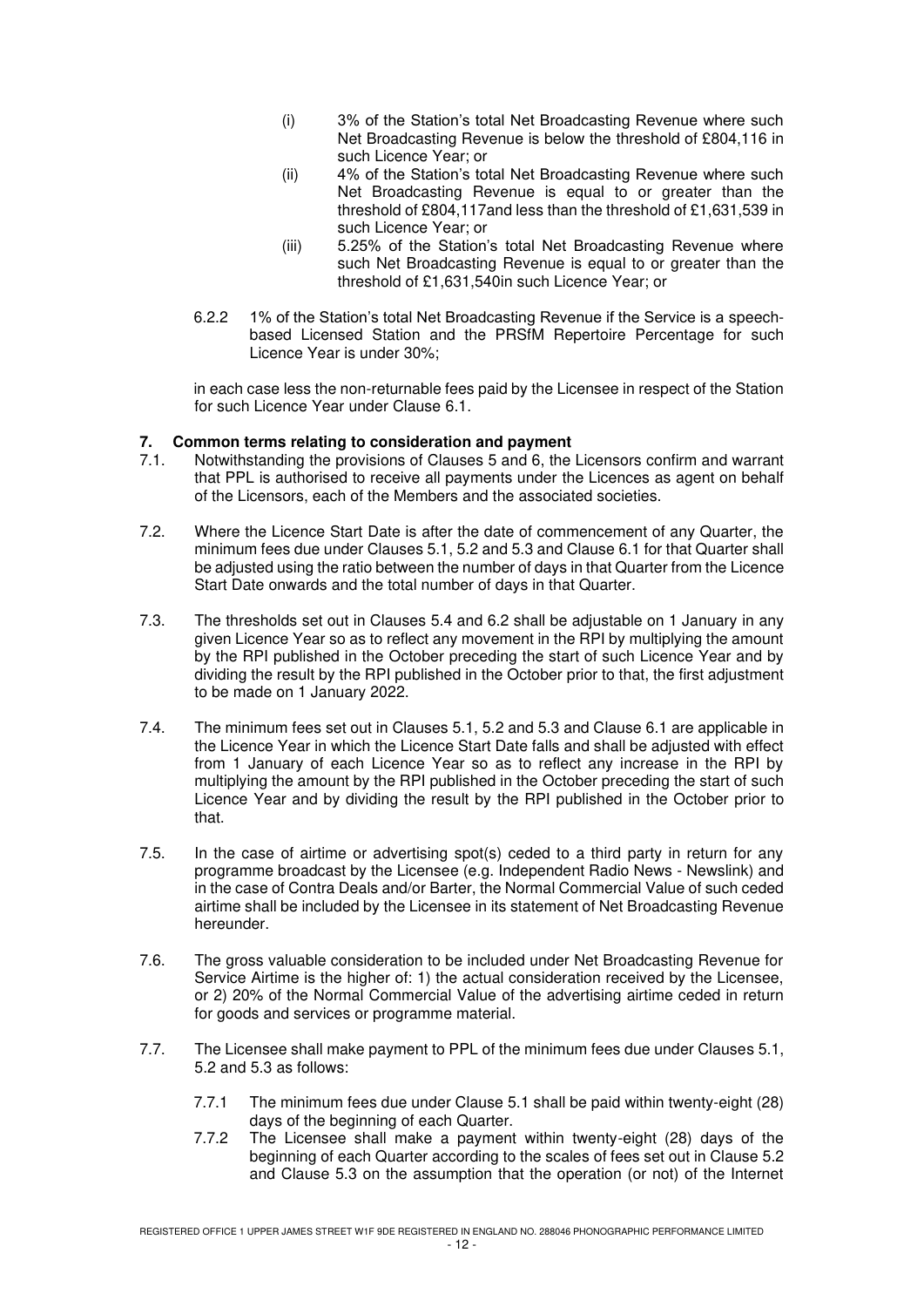(i) 3% of the Station's total Net Broadcasting Revenue where such Net Broadcasting Revenue is below the threshold of £804,116 in such Licence Year; or

(ii) 4% of the Station's total Net Broadcasting Revenue where such Net Broadcasting Revenue is equal to or greater than the threshold of £804,117and less than the threshold of £1,631,539 in such Licence Year; or

(iii) 5.25% of the Station's total Net Broadcasting Revenue where such Net Broadcasting Revenue is equal to or greater than the threshold of £1,631,540in such Licence Year; or

6.2.2 1% of the Station's total Net Broadcasting Revenue if the Service is a speech-based Licensed Station and the PRSfM Repertoire Percentage for such Licence Year is under 30%;

in each case less the non-returnable fees paid by the Licensee in respect of the Station for such Licence Year under Clause 6.1.

## 7. Common terms relating to consideration and payment

7.1. Notwithstanding the provisions of Clauses 5 and 6, the Licensors confirm and warrant that PPL is authorised to receive all payments under the Licences as agent on behalf of the Licensors, each of the Members and the associated societies.

7.2. Where the Licence Start Date is after the date of commencement of any Quarter, the minimum fees due under Clauses 5.1, 5.2 and 5.3 and Clause 6.1 for that Quarter shall be adjusted using the ratio between the number of days in that Quarter from the Licence Start Date onwards and the total number of days in that Quarter.

7.3. The thresholds set out in Clauses 5.4 and 6.2 shall be adjustable on 1 January in any given Licence Year so as to reflect any movement in the RPI by multiplying the amount by the RPI published in the October preceding the start of such Licence Year and by dividing the result by the RPI published in the October prior to that, the first adjustment to be made on 1 January 2022.

7.4. The minimum fees set out in Clauses 5.1, 5.2 and 5.3 and Clause 6.1 are applicable in the Licence Year in which the Licence Start Date falls and shall be adjusted with effect from 1 January of each Licence Year so as to reflect any increase in the RPI by multiplying the amount by the RPI published in the October preceding the start of such Licence Year and by dividing the result by the RPI published in the October prior to that.

7.5. In the case of airtime or advertising spot(s) ceded to a third party in return for any programme broadcast by the Licensee (e.g. Independent Radio News - Newslink) and in the case of Contra Deals and/or Barter, the Normal Commercial Value of such ceded airtime shall be included by the Licensee in its statement of Net Broadcasting Revenue hereunder.

7.6. The gross valuable consideration to be included under Net Broadcasting Revenue for Service Airtime is the higher of: 1) the actual consideration received by the Licensee, or 2) 20% of the Normal Commercial Value of the advertising airtime ceded in return for goods and services or programme material.

7.7. The Licensee shall make payment to PPL of the minimum fees due under Clauses 5.1, 5.2 and 5.3 as follows:

7.7.1 The minimum fees due under Clause 5.1 shall be paid within twenty-eight (28) days of the beginning of each Quarter.

7.7.2 The Licensee shall make a payment within twenty-eight (28) days of the beginning of each Quarter according to the scales of fees set out in Clause 5.2 and Clause 5.3 on the assumption that the operation (or not) of the Internet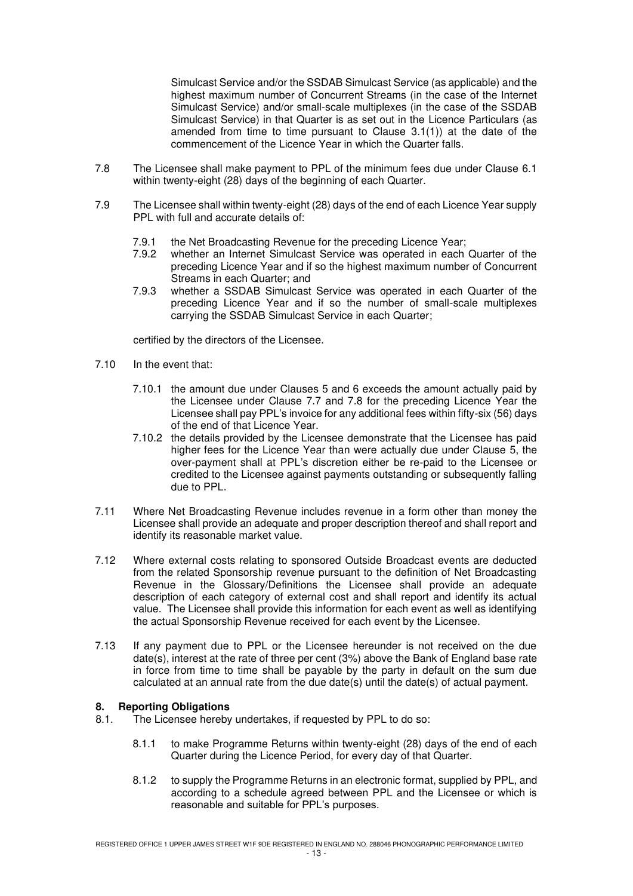Simulcast Service and/or the SSDAB Simulcast Service (as applicable) and the highest maximum number of Concurrent Streams (in the case of the Internet Simulcast Service) and/or small-scale multiplexes (in the case of the SSDAB Simulcast Service) in that Quarter is as set out in the Licence Particulars (as amended from time to time pursuant to Clause 3.1(1)) at the date of the commencement of the Licence Year in which the Quarter falls.

7.8 The Licensee shall make payment to PPL of the minimum fees due under Clause 6.1 within twenty-eight (28) days of the beginning of each Quarter.

7.9 The Licensee shall within twenty-eight (28) days of the end of each Licence Year supply PPL with full and accurate details of:

- 7.9.1 the Net Broadcasting Revenue for the preceding Licence Year;
- 7.9.2 whether an Internet Simulcast Service was operated in each Quarter of the preceding Licence Year and if so the highest maximum number of Concurrent Streams in each Quarter; and
- 7.9.3 whether a SSDAB Simulcast Service was operated in each Quarter of the preceding Licence Year and if so the number of small-scale multiplexes carrying the SSDAB Simulcast Service in each Quarter;

certified by the directors of the Licensee.

7.10 In the event that:

- 7.10.1 the amount due under Clauses 5 and 6 exceeds the amount actually paid by the Licensee under Clause 7.7 and 7.8 for the preceding Licence Year the Licensee shall pay PPL's invoice for any additional fees within fifty-six (56) days of the end of that Licence Year.
- 7.10.2 the details provided by the Licensee demonstrate that the Licensee has paid higher fees for the Licence Year than were actually due under Clause 5, the over-payment shall at PPL's discretion either be re-paid to the Licensee or credited to the Licensee against payments outstanding or subsequently falling due to PPL.

7.11 Where Net Broadcasting Revenue includes revenue in a form other than money the Licensee shall provide an adequate and proper description thereof and shall report and identify its reasonable market value.

7.12 Where external costs relating to sponsored Outside Broadcast events are deducted from the related Sponsorship revenue pursuant to the definition of Net Broadcasting Revenue in the Glossary/Definitions the Licensee shall provide an adequate description of each category of external cost and shall report and identify its actual value. The Licensee shall provide this information for each event as well as identifying the actual Sponsorship Revenue received for each event by the Licensee.

7.13 If any payment due to PPL or the Licensee hereunder is not received on the due date(s), interest at the rate of three per cent (3%) above the Bank of England base rate in force from time to time shall be payable by the party in default on the sum due calculated at an annual rate from the due date(s) until the date(s) of actual payment.

## 8. Reporting Obligations

8.1. The Licensee hereby undertakes, if requested by PPL to do so:

- 8.1.1 to make Programme Returns within twenty-eight (28) days of the end of each Quarter during the Licence Period, for every day of that Quarter.
- 8.1.2 to supply the Programme Returns in an electronic format, supplied by PPL, and according to a schedule agreed between PPL and the Licensee or which is reasonable and suitable for PPL's purposes.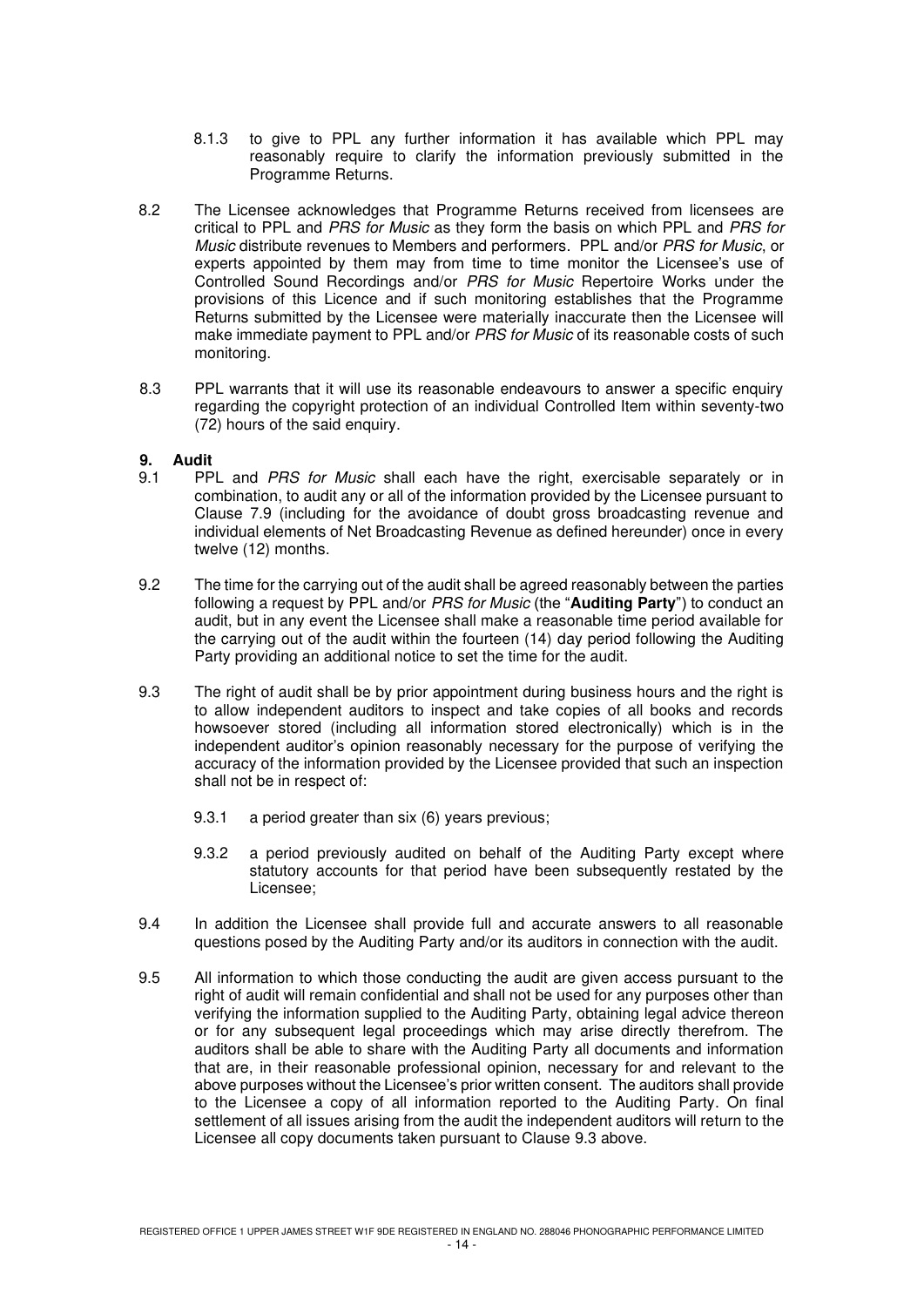8.1.3 to give to PPL any further information it has available which PPL may reasonably require to clarify the information previously submitted in the Programme Returns.

8.2 The Licensee acknowledges that Programme Returns received from licensees are critical to PPL and *PRS for Music* as they form the basis on which PPL and *PRS for Music* distribute revenues to Members and performers. PPL and/or *PRS for Music*, or experts appointed by them may from time to time monitor the Licensee's use of Controlled Sound Recordings and/or *PRS for Music* Repertoire Works under the provisions of this Licence and if such monitoring establishes that the Programme Returns submitted by the Licensee were materially inaccurate then the Licensee will make immediate payment to PPL and/or *PRS for Music* of its reasonable costs of such monitoring.

8.3 PPL warrants that it will use its reasonable endeavours to answer a specific enquiry regarding the copyright protection of an individual Controlled Item within seventy-two (72) hours of the said enquiry.

## 9. Audit

9.1 PPL and *PRS for Music* shall each have the right, exercisable separately or in combination, to audit any or all of the information provided by the Licensee pursuant to Clause 7.9 (including for the avoidance of doubt gross broadcasting revenue and individual elements of Net Broadcasting Revenue as defined hereunder) once in every twelve (12) months.

9.2 The time for the carrying out of the audit shall be agreed reasonably between the parties following a request by PPL and/or *PRS for Music* (the "**Auditing Party**") to conduct an audit, but in any event the Licensee shall make a reasonable time period available for the carrying out of the audit within the fourteen (14) day period following the Auditing Party providing an additional notice to set the time for the audit.

9.3 The right of audit shall be by prior appointment during business hours and the right is to allow independent auditors to inspect and take copies of all books and records howsoever stored (including all information stored electronically) which is in the independent auditor's opinion reasonably necessary for the purpose of verifying the accuracy of the information provided by the Licensee provided that such an inspection shall not be in respect of:

9.3.1 a period greater than six (6) years previous;

9.3.2 a period previously audited on behalf of the Auditing Party except where statutory accounts for that period have been subsequently restated by the Licensee;

9.4 In addition the Licensee shall provide full and accurate answers to all reasonable questions posed by the Auditing Party and/or its auditors in connection with the audit.

9.5 All information to which those conducting the audit are given access pursuant to the right of audit will remain confidential and shall not be used for any purposes other than verifying the information supplied to the Auditing Party, obtaining legal advice thereon or for any subsequent legal proceedings which may arise directly therefrom. The auditors shall be able to share with the Auditing Party all documents and information that are, in their reasonable professional opinion, necessary for and relevant to the above purposes without the Licensee's prior written consent. The auditors shall provide to the Licensee a copy of all information reported to the Auditing Party. On final settlement of all issues arising from the audit the independent auditors will return to the Licensee all copy documents taken pursuant to Clause 9.3 above.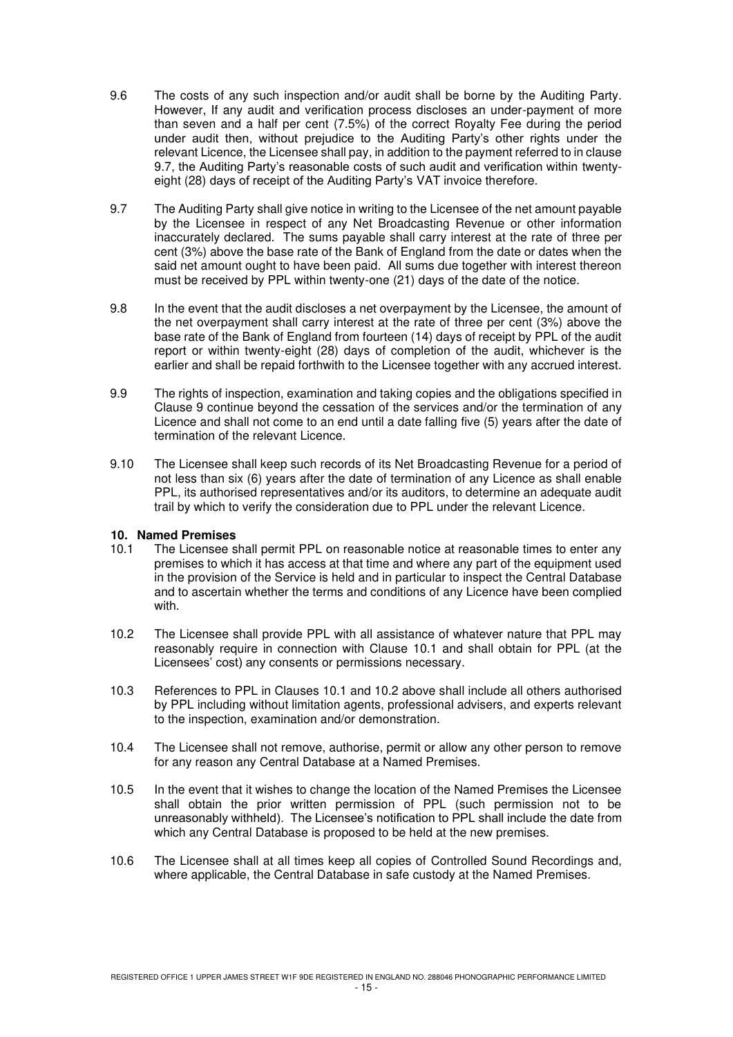9.6 The costs of any such inspection and/or audit shall be borne by the Auditing Party. However, If any audit and verification process discloses an under-payment of more than seven and a half per cent (7.5%) of the correct Royalty Fee during the period under audit then, without prejudice to the Auditing Party's other rights under the relevant Licence, the Licensee shall pay, in addition to the payment referred to in clause 9.7, the Auditing Party's reasonable costs of such audit and verification within twenty-eight (28) days of receipt of the Auditing Party's VAT invoice therefore.

9.7 The Auditing Party shall give notice in writing to the Licensee of the net amount payable by the Licensee in respect of any Net Broadcasting Revenue or other information inaccurately declared. The sums payable shall carry interest at the rate of three per cent (3%) above the base rate of the Bank of England from the date or dates when the said net amount ought to have been paid. All sums due together with interest thereon must be received by PPL within twenty-one (21) days of the date of the notice.

9.8 In the event that the audit discloses a net overpayment by the Licensee, the amount of the net overpayment shall carry interest at the rate of three per cent (3%) above the base rate of the Bank of England from fourteen (14) days of receipt by PPL of the audit report or within twenty-eight (28) days of completion of the audit, whichever is the earlier and shall be repaid forthwith to the Licensee together with any accrued interest.

9.9 The rights of inspection, examination and taking copies and the obligations specified in Clause 9 continue beyond the cessation of the services and/or the termination of any Licence and shall not come to an end until a date falling five (5) years after the date of termination of the relevant Licence.

9.10 The Licensee shall keep such records of its Net Broadcasting Revenue for a period of not less than six (6) years after the date of termination of any Licence as shall enable PPL, its authorised representatives and/or its auditors, to determine an adequate audit trail by which to verify the consideration due to PPL under the relevant Licence.

**10. Named Premises**

10.1 The Licensee shall permit PPL on reasonable notice at reasonable times to enter any premises to which it has access at that time and where any part of the equipment used in the provision of the Service is held and in particular to inspect the Central Database and to ascertain whether the terms and conditions of any Licence have been complied with.

10.2 The Licensee shall provide PPL with all assistance of whatever nature that PPL may reasonably require in connection with Clause 10.1 and shall obtain for PPL (at the Licensees' cost) any consents or permissions necessary.

10.3 References to PPL in Clauses 10.1 and 10.2 above shall include all others authorised by PPL including without limitation agents, professional advisers, and experts relevant to the inspection, examination and/or demonstration.

10.4 The Licensee shall not remove, authorise, permit or allow any other person to remove for any reason any Central Database at a Named Premises.

10.5 In the event that it wishes to change the location of the Named Premises the Licensee shall obtain the prior written permission of PPL (such permission not to be unreasonably withheld). The Licensee's notification to PPL shall include the date from which any Central Database is proposed to be held at the new premises.

10.6 The Licensee shall at all times keep all copies of Controlled Sound Recordings and, where applicable, the Central Database in safe custody at the Named Premises.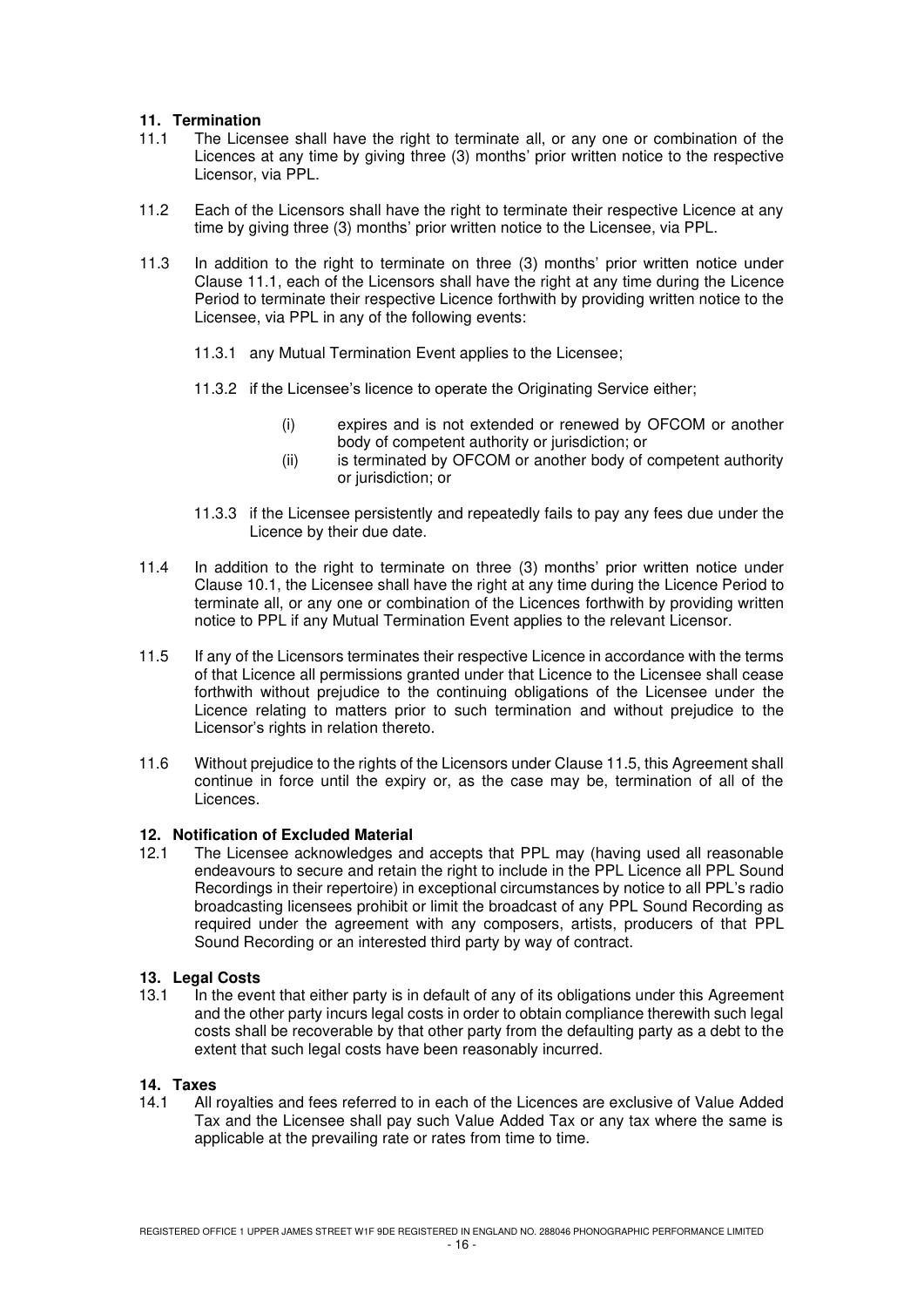## 11. Termination

11.1 The Licensee shall have the right to terminate all, or any one or combination of the Licences at any time by giving three (3) months' prior written notice to the respective Licensor, via PPL.

11.2 Each of the Licensors shall have the right to terminate their respective Licence at any time by giving three (3) months' prior written notice to the Licensee, via PPL.

11.3 In addition to the right to terminate on three (3) months' prior written notice under Clause 11.1, each of the Licensors shall have the right at any time during the Licence Period to terminate their respective Licence forthwith by providing written notice to the Licensee, via PPL in any of the following events:

11.3.1 any Mutual Termination Event applies to the Licensee;

11.3.2 if the Licensee's licence to operate the Originating Service either;

- (i) expires and is not extended or renewed by OFCOM or another body of competent authority or jurisdiction; or
- (ii) is terminated by OFCOM or another body of competent authority or jurisdiction; or

11.3.3 if the Licensee persistently and repeatedly fails to pay any fees due under the Licence by their due date.

11.4 In addition to the right to terminate on three (3) months' prior written notice under Clause 10.1, the Licensee shall have the right at any time during the Licence Period to terminate all, or any one or combination of the Licences forthwith by providing written notice to PPL if any Mutual Termination Event applies to the relevant Licensor.

11.5 If any of the Licensors terminates their respective Licence in accordance with the terms of that Licence all permissions granted under that Licence to the Licensee shall cease forthwith without prejudice to the continuing obligations of the Licensee under the Licence relating to matters prior to such termination and without prejudice to the Licensor's rights in relation thereto.

11.6 Without prejudice to the rights of the Licensors under Clause 11.5, this Agreement shall continue in force until the expiry or, as the case may be, termination of all of the Licences.

## 12. Notification of Excluded Material

12.1 The Licensee acknowledges and accepts that PPL may (having used all reasonable endeavours to secure and retain the right to include in the PPL Licence all PPL Sound Recordings in their repertoire) in exceptional circumstances by notice to all PPL's radio broadcasting licensees prohibit or limit the broadcast of any PPL Sound Recording as required under the agreement with any composers, artists, producers of that PPL Sound Recording or an interested third party by way of contract.

## 13. Legal Costs

13.1 In the event that either party is in default of any of its obligations under this Agreement and the other party incurs legal costs in order to obtain compliance therewith such legal costs shall be recoverable by that other party from the defaulting party as a debt to the extent that such legal costs have been reasonably incurred.

## 14. Taxes

14.1 All royalties and fees referred to in each of the Licences are exclusive of Value Added Tax and the Licensee shall pay such Value Added Tax or any tax where the same is applicable at the prevailing rate or rates from time to time.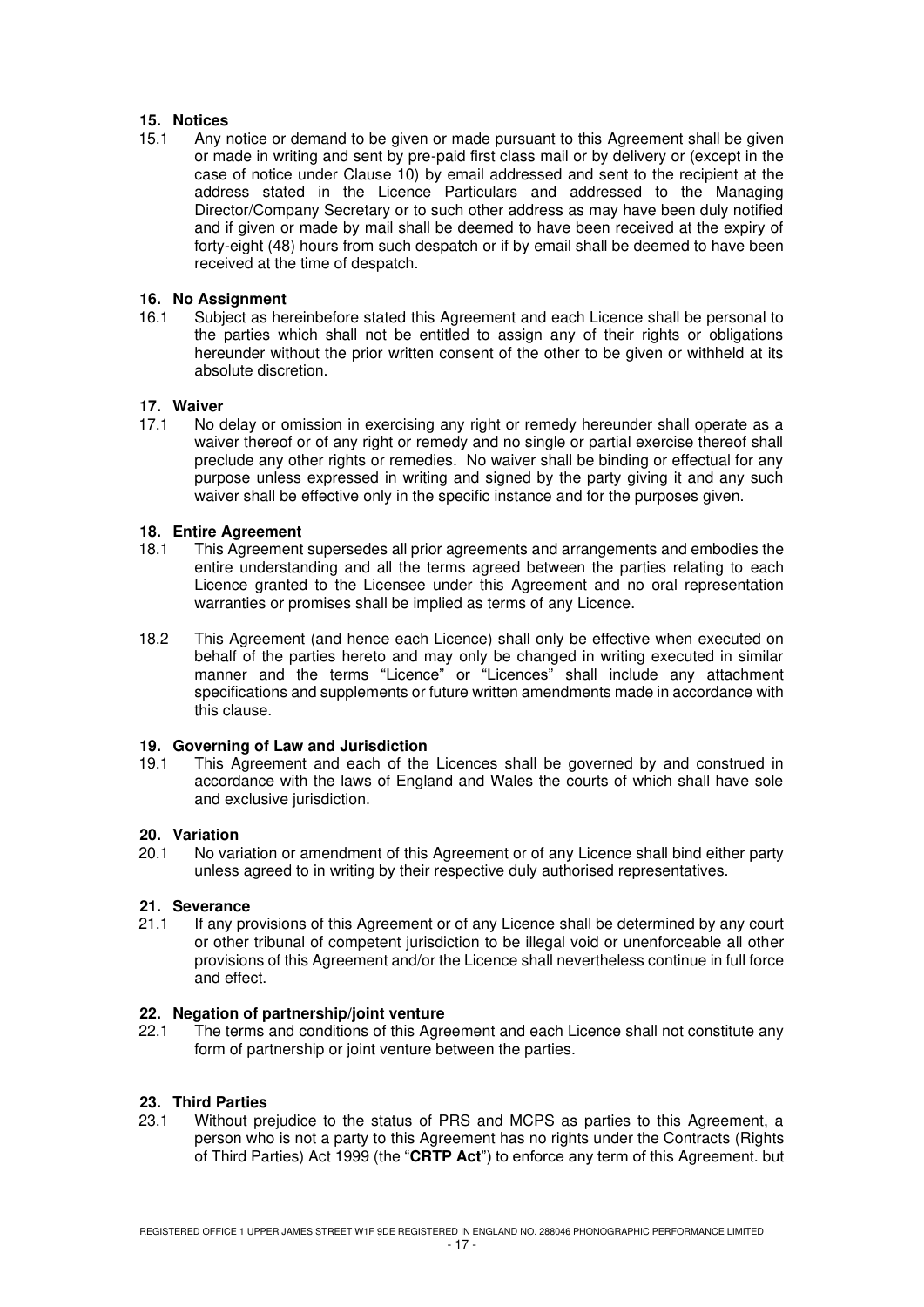## 15. Notices

15.1 Any notice or demand to be given or made pursuant to this Agreement shall be given or made in writing and sent by pre-paid first class mail or by delivery or (except in the case of notice under Clause 10) by email addressed and sent to the recipient at the address stated in the Licence Particulars and addressed to the Managing Director/Company Secretary or to such other address as may have been duly notified and if given or made by mail shall be deemed to have been received at the expiry of forty-eight (48) hours from such despatch or if by email shall be deemed to have been received at the time of despatch.

## 16. No Assignment

16.1 Subject as hereinbefore stated this Agreement and each Licence shall be personal to the parties which shall not be entitled to assign any of their rights or obligations hereunder without the prior written consent of the other to be given or withheld at its absolute discretion.

## 17. Waiver

17.1 No delay or omission in exercising any right or remedy hereunder shall operate as a waiver thereof or of any right or remedy and no single or partial exercise thereof shall preclude any other rights or remedies. No waiver shall be binding or effectual for any purpose unless expressed in writing and signed by the party giving it and any such waiver shall be effective only in the specific instance and for the purposes given.

## 18. Entire Agreement

18.1 This Agreement supersedes all prior agreements and arrangements and embodies the entire understanding and all the terms agreed between the parties relating to each Licence granted to the Licensee under this Agreement and no oral representation warranties or promises shall be implied as terms of any Licence.

18.2 This Agreement (and hence each Licence) shall only be effective when executed on behalf of the parties hereto and may only be changed in writing executed in similar manner and the terms "Licence" or "Licences" shall include any attachment specifications and supplements or future written amendments made in accordance with this clause.

## 19. Governing of Law and Jurisdiction

19.1 This Agreement and each of the Licences shall be governed by and construed in accordance with the laws of England and Wales the courts of which shall have sole and exclusive jurisdiction.

## 20. Variation

20.1 No variation or amendment of this Agreement or of any Licence shall bind either party unless agreed to in writing by their respective duly authorised representatives.

## 21. Severance

21.1 If any provisions of this Agreement or of any Licence shall be determined by any court or other tribunal of competent jurisdiction to be illegal void or unenforceable all other provisions of this Agreement and/or the Licence shall nevertheless continue in full force and effect.

## 22. Negation of partnership/joint venture

22.1 The terms and conditions of this Agreement and each Licence shall not constitute any form of partnership or joint venture between the parties.

## 23. Third Parties

23.1 Without prejudice to the status of PRS and MCPS as parties to this Agreement, a person who is not a party to this Agreement has no rights under the Contracts (Rights of Third Parties) Act 1999 (the "**CRTP Act**") to enforce any term of this Agreement. but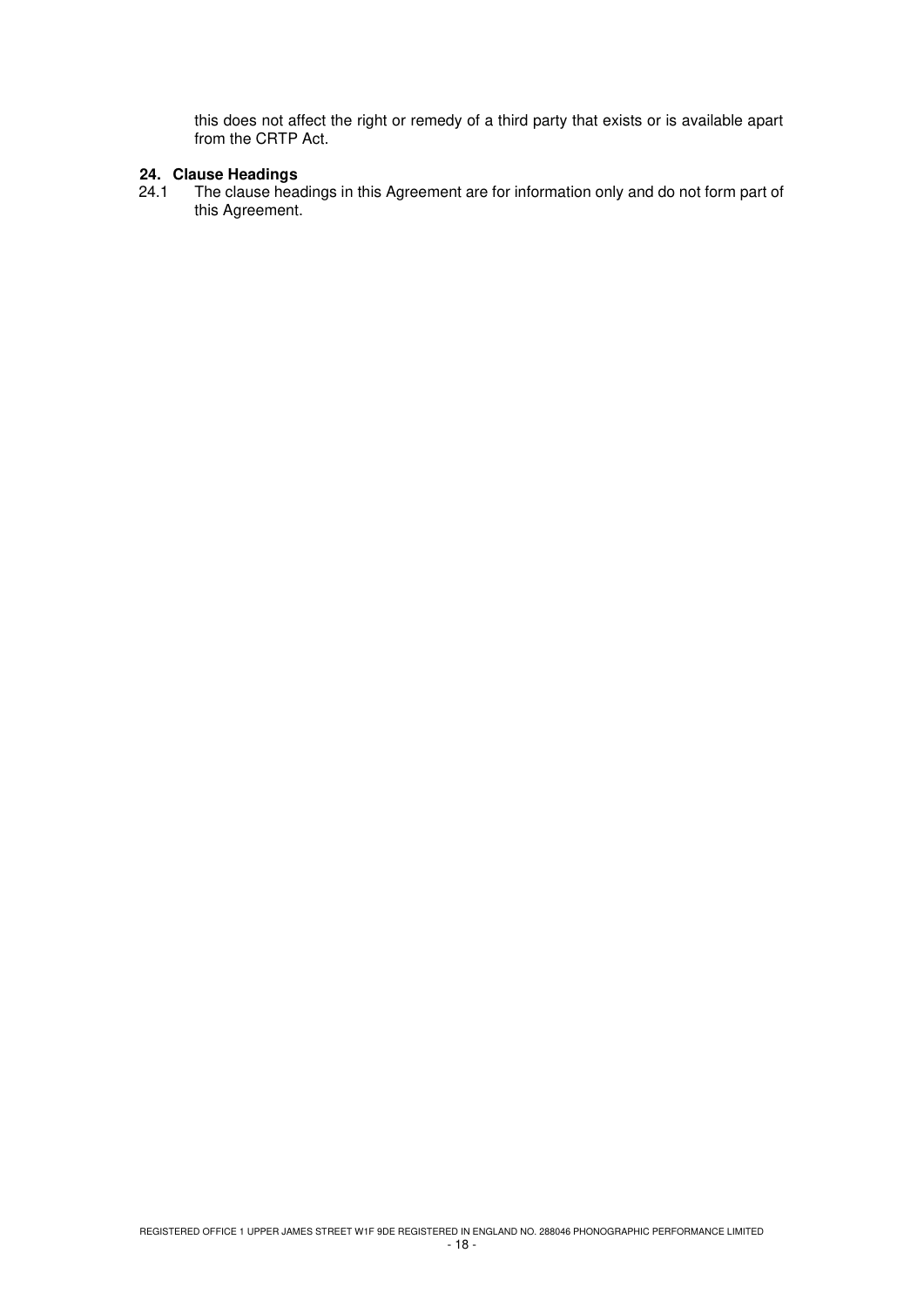this does not affect the right or remedy of a third party that exists or is available apart from the CRTP Act.

**24. Clause Headings**

24.1 The clause headings in this Agreement are for information only and do not form part of this Agreement.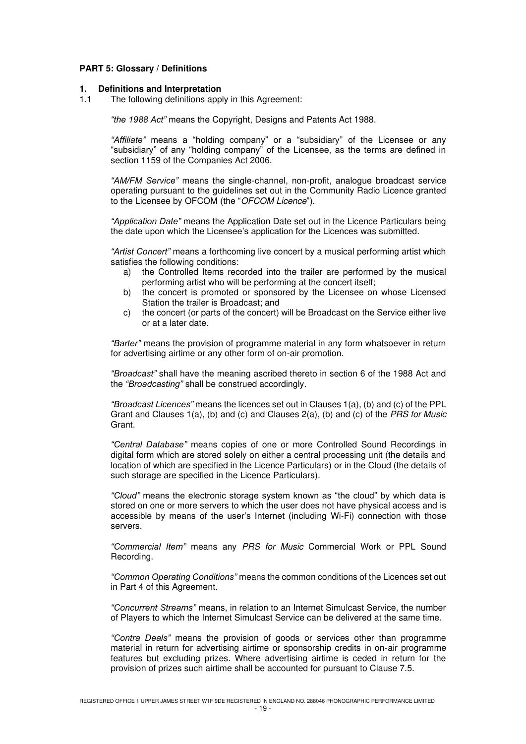**PART 5: Glossary / Definitions**

**1. Definitions and Interpretation**

1.1 The following definitions apply in this Agreement:

*"the 1988 Act"* means the Copyright, Designs and Patents Act 1988.

*"Affiliate"* means a "holding company" or a "subsidiary" of the Licensee or any "subsidiary" of any "holding company" of the Licensee, as the terms are defined in section 1159 of the Companies Act 2006.

*"AM/FM Service"* means the single-channel, non-profit, analogue broadcast service operating pursuant to the guidelines set out in the Community Radio Licence granted to the Licensee by OFCOM (the "*OFCOM Licence*").

*"Application Date"* means the Application Date set out in the Licence Particulars being the date upon which the Licensee's application for the Licences was submitted.

*"Artist Concert"* means a forthcoming live concert by a musical performing artist which satisfies the following conditions:

a) the Controlled Items recorded into the trailer are performed by the musical performing artist who will be performing at the concert itself;
b) the concert is promoted or sponsored by the Licensee on whose Licensed Station the trailer is Broadcast; and
c) the concert (or parts of the concert) will be Broadcast on the Service either live or at a later date.

*"Barter"* means the provision of programme material in any form whatsoever in return for advertising airtime or any other form of on-air promotion.

*"Broadcast"* shall have the meaning ascribed thereto in section 6 of the 1988 Act and the *"Broadcasting"* shall be construed accordingly.

*"Broadcast Licences"* means the licences set out in Clauses 1(a), (b) and (c) of the PPL Grant and Clauses 1(a), (b) and (c) and Clauses 2(a), (b) and (c) of the *PRS for Music* Grant.

*"Central Database"* means copies of one or more Controlled Sound Recordings in digital form which are stored solely on either a central processing unit (the details and location of which are specified in the Licence Particulars) or in the Cloud (the details of such storage are specified in the Licence Particulars).

*"Cloud"* means the electronic storage system known as "the cloud" by which data is stored on one or more servers to which the user does not have physical access and is accessible by means of the user's Internet (including Wi-Fi) connection with those servers.

*"Commercial Item"* means any *PRS for Music* Commercial Work or PPL Sound Recording.

*"Common Operating Conditions"* means the common conditions of the Licences set out in Part 4 of this Agreement.

*"Concurrent Streams"* means, in relation to an Internet Simulcast Service, the number of Players to which the Internet Simulcast Service can be delivered at the same time.

*"Contra Deals"* means the provision of goods or services other than programme material in return for advertising airtime or sponsorship credits in on-air programme features but excluding prizes. Where advertising airtime is ceded in return for the provision of prizes such airtime shall be accounted for pursuant to Clause 7.5.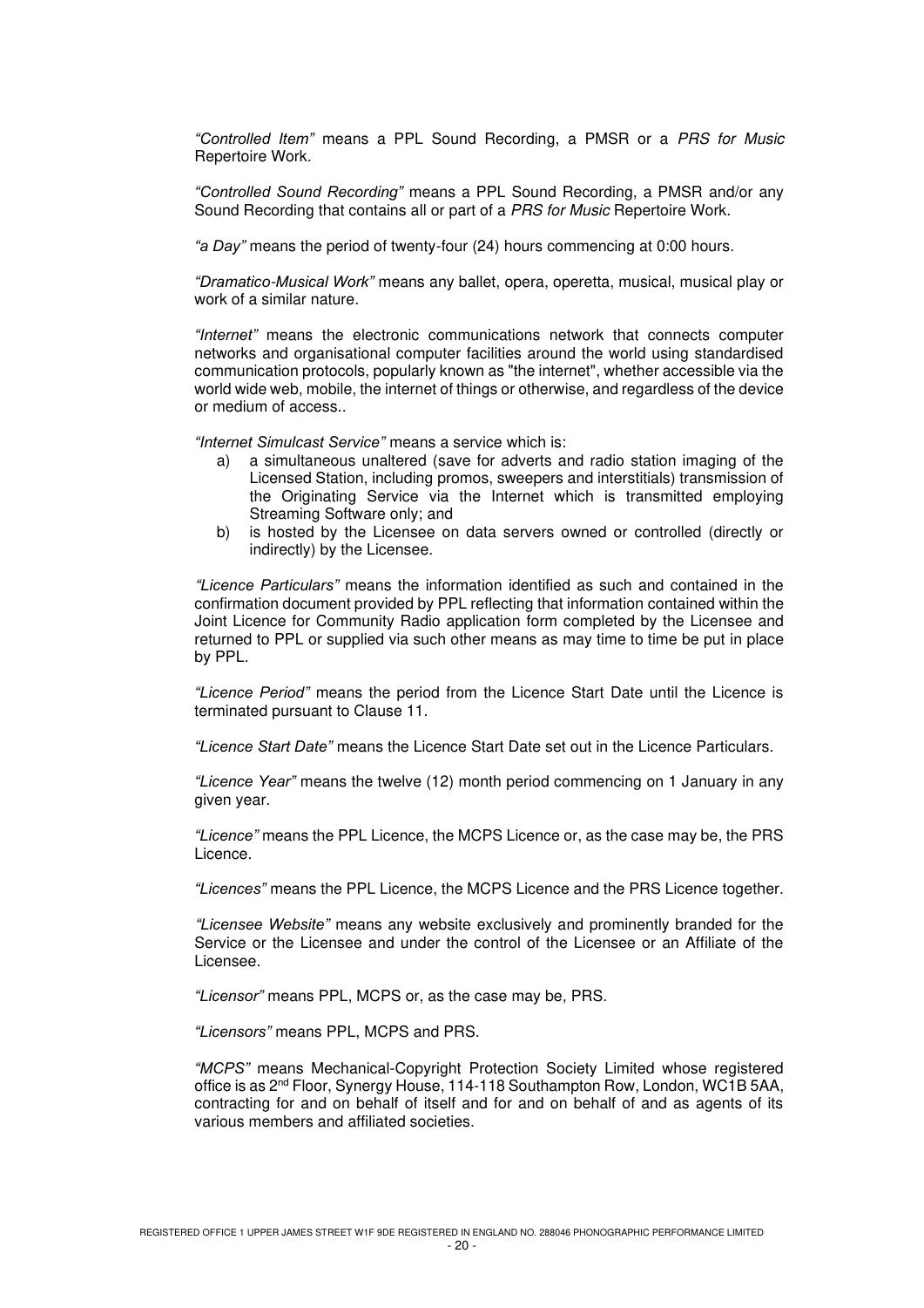*"Controlled Item"* means a PPL Sound Recording, a PMSR or a *PRS for Music* Repertoire Work.

*"Controlled Sound Recording"* means a PPL Sound Recording, a PMSR and/or any Sound Recording that contains all or part of a *PRS for Music* Repertoire Work.

*"a Day"* means the period of twenty-four (24) hours commencing at 0:00 hours.

*"Dramatico-Musical Work"* means any ballet, opera, operetta, musical, musical play or work of a similar nature.

*"Internet"* means the electronic communications network that connects computer networks and organisational computer facilities around the world using standardised communication protocols, popularly known as "the internet", whether accessible via the world wide web, mobile, the internet of things or otherwise, and regardless of the device or medium of access..

*"Internet Simulcast Service"* means a service which is:

a) a simultaneous unaltered (save for adverts and radio station imaging of the Licensed Station, including promos, sweepers and interstitials) transmission of the Originating Service via the Internet which is transmitted employing Streaming Software only; and
b) is hosted by the Licensee on data servers owned or controlled (directly or indirectly) by the Licensee.

*"Licence Particulars"* means the information identified as such and contained in the confirmation document provided by PPL reflecting that information contained within the Joint Licence for Community Radio application form completed by the Licensee and returned to PPL or supplied via such other means as may time to time be put in place by PPL.

*"Licence Period"* means the period from the Licence Start Date until the Licence is terminated pursuant to Clause 11.

*"Licence Start Date"* means the Licence Start Date set out in the Licence Particulars.

*"Licence Year"* means the twelve (12) month period commencing on 1 January in any given year.

*"Licence"* means the PPL Licence, the MCPS Licence or, as the case may be, the PRS Licence.

*"Licences"* means the PPL Licence, the MCPS Licence and the PRS Licence together.

*"Licensee Website"* means any website exclusively and prominently branded for the Service or the Licensee and under the control of the Licensee or an Affiliate of the Licensee.

*"Licensor"* means PPL, MCPS or, as the case may be, PRS.

*"Licensors"* means PPL, MCPS and PRS.

*"MCPS"* means Mechanical-Copyright Protection Society Limited whose registered office is as 2nd Floor, Synergy House, 114-118 Southampton Row, London, WC1B 5AA, contracting for and on behalf of itself and for and on behalf of and as agents of its various members and affiliated societies.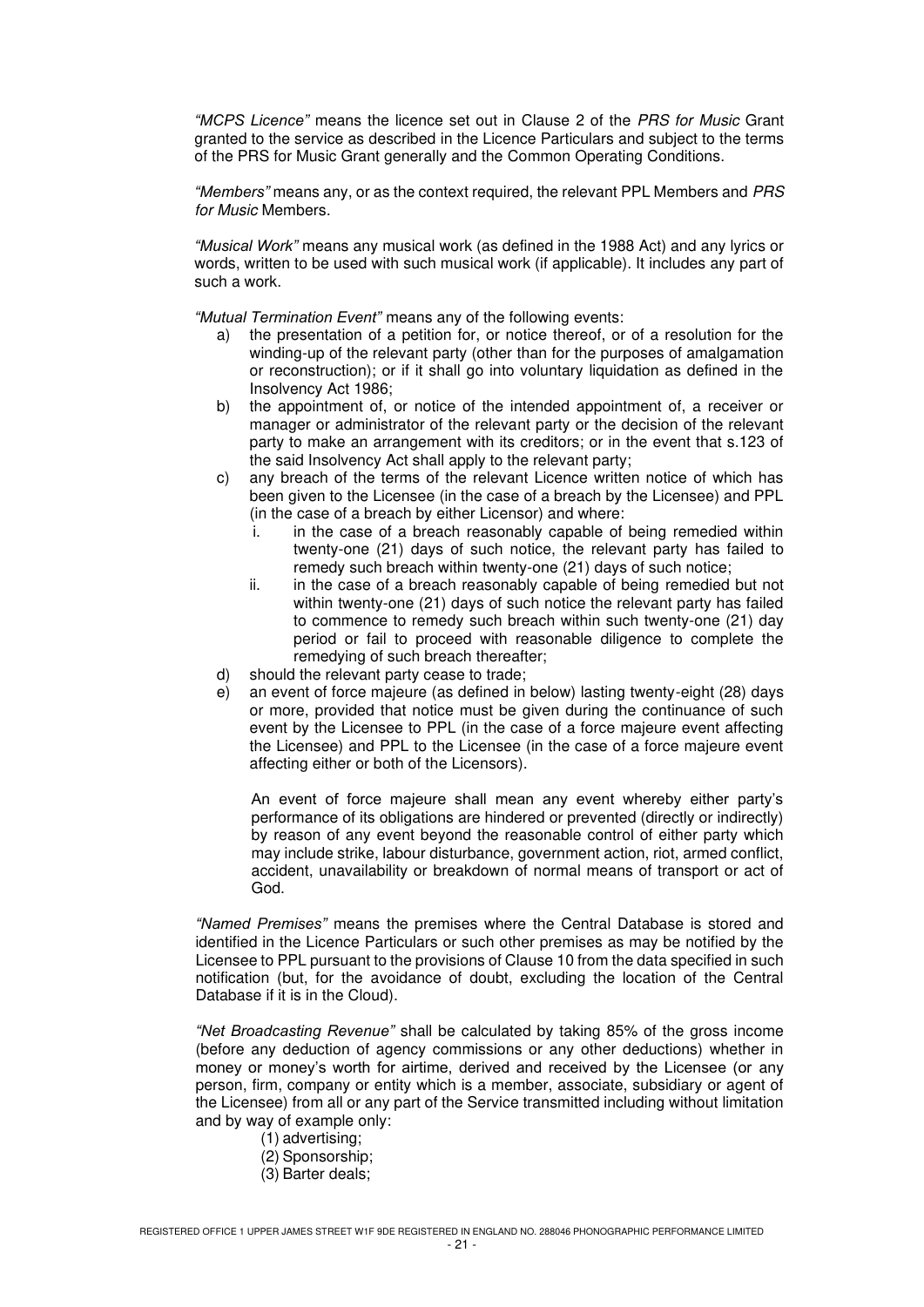*"MCPS Licence"* means the licence set out in Clause 2 of the *PRS for Music* Grant granted to the service as described in the Licence Particulars and subject to the terms of the PRS for Music Grant generally and the Common Operating Conditions.

*"Members"* means any, or as the context required, the relevant PPL Members and *PRS for Music* Members.

*"Musical Work"* means any musical work (as defined in the 1988 Act) and any lyrics or words, written to be used with such musical work (if applicable). It includes any part of such a work.

*"Mutual Termination Event"* means any of the following events:

a) the presentation of a petition for, or notice thereof, or of a resolution for the winding-up of the relevant party (other than for the purposes of amalgamation or reconstruction); or if it shall go into voluntary liquidation as defined in the Insolvency Act 1986;
b) the appointment of, or notice of the intended appointment of, a receiver or manager or administrator of the relevant party or the decision of the relevant party to make an arrangement with its creditors; or in the event that s.123 of the said Insolvency Act shall apply to the relevant party;
c) any breach of the terms of the relevant Licence written notice of which has been given to the Licensee (in the case of a breach by the Licensee) and PPL (in the case of a breach by either Licensor) and where:
    i. in the case of a breach reasonably capable of being remedied within twenty-one (21) days of such notice, the relevant party has failed to remedy such breach within twenty-one (21) days of such notice;
    ii. in the case of a breach reasonably capable of being remedied but not within twenty-one (21) days of such notice the relevant party has failed to commence to remedy such breach within such twenty-one (21) day period or fail to proceed with reasonable diligence to complete the remedying of such breach thereafter;
d) should the relevant party cease to trade;
e) an event of force majeure (as defined in below) lasting twenty-eight (28) days or more, provided that notice must be given during the continuance of such event by the Licensee to PPL (in the case of a force majeure event affecting the Licensee) and PPL to the Licensee (in the case of a force majeure event affecting either or both of the Licensors).

    An event of force majeure shall mean any event whereby either party's performance of its obligations are hindered or prevented (directly or indirectly) by reason of any event beyond the reasonable control of either party which may include strike, labour disturbance, government action, riot, armed conflict, accident, unavailability or breakdown of normal means of transport or act of God.

*"Named Premises"* means the premises where the Central Database is stored and identified in the Licence Particulars or such other premises as may be notified by the Licensee to PPL pursuant to the provisions of Clause 10 from the data specified in such notification (but, for the avoidance of doubt, excluding the location of the Central Database if it is in the Cloud).

*"Net Broadcasting Revenue"* shall be calculated by taking 85% of the gross income (before any deduction of agency commissions or any other deductions) whether in money or money's worth for airtime, derived and received by the Licensee (or any person, firm, company or entity which is a member, associate, subsidiary or agent of the Licensee) from all or any part of the Service transmitted including without limitation and by way of example only:

(1) advertising;
(2) Sponsorship;
(3) Barter deals;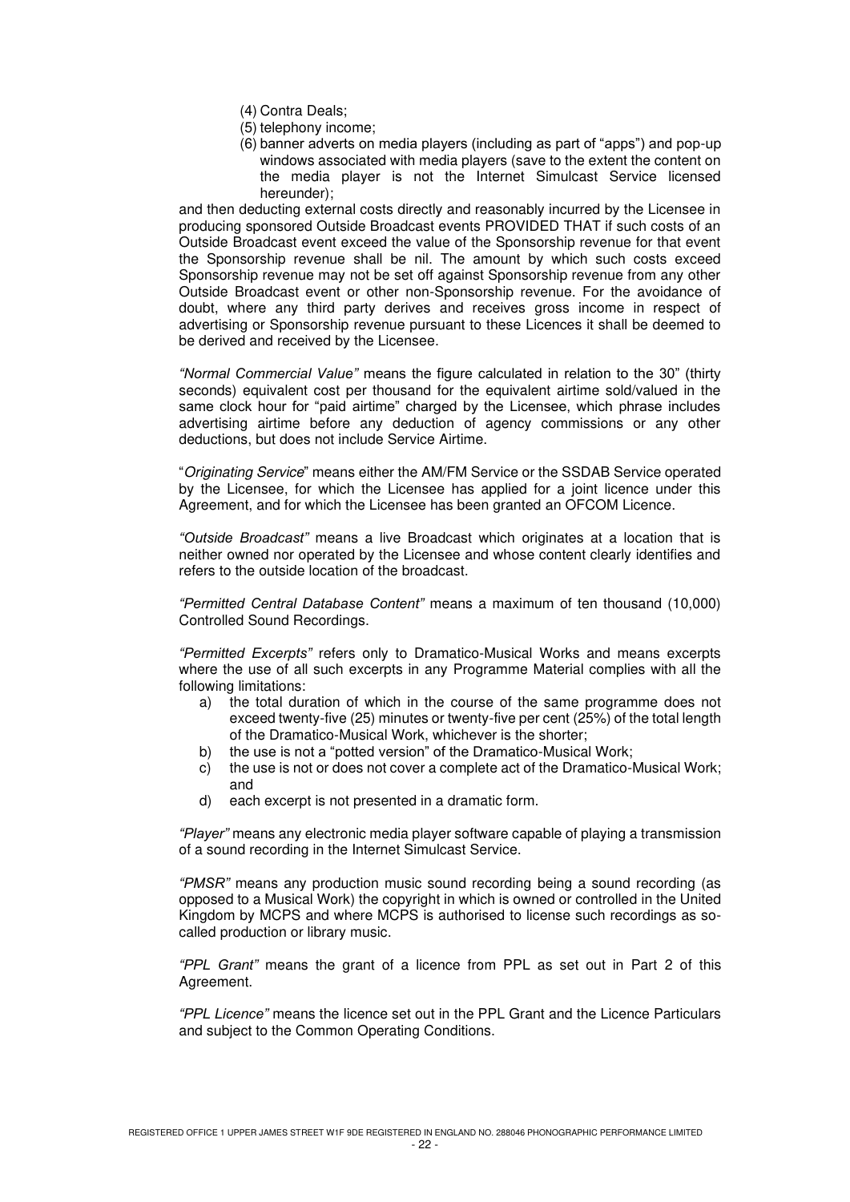(4) Contra Deals;
(5) telephony income;
(6) banner adverts on media players (including as part of "apps") and pop-up windows associated with media players (save to the extent the content on the media player is not the Internet Simulcast Service licensed hereunder);

and then deducting external costs directly and reasonably incurred by the Licensee in producing sponsored Outside Broadcast events PROVIDED THAT if such costs of an Outside Broadcast event exceed the value of the Sponsorship revenue for that event the Sponsorship revenue shall be nil. The amount by which such costs exceed Sponsorship revenue may not be set off against Sponsorship revenue from any other Outside Broadcast event or other non-Sponsorship revenue. For the avoidance of doubt, where any third party derives and receives gross income in respect of advertising or Sponsorship revenue pursuant to these Licences it shall be deemed to be derived and received by the Licensee.

*"Normal Commercial Value"* means the figure calculated in relation to the 30" (thirty seconds) equivalent cost per thousand for the equivalent airtime sold/valued in the same clock hour for "paid airtime" charged by the Licensee, which phrase includes advertising airtime before any deduction of agency commissions or any other deductions, but does not include Service Airtime.

"*Originating Service*" means either the AM/FM Service or the SSDAB Service operated by the Licensee, for which the Licensee has applied for a joint licence under this Agreement, and for which the Licensee has been granted an OFCOM Licence.

*"Outside Broadcast"* means a live Broadcast which originates at a location that is neither owned nor operated by the Licensee and whose content clearly identifies and refers to the outside location of the broadcast.

*"Permitted Central Database Content"* means a maximum of ten thousand (10,000) Controlled Sound Recordings.

*"Permitted Excerpts"* refers only to Dramatico-Musical Works and means excerpts where the use of all such excerpts in any Programme Material complies with all the following limitations:

a) the total duration of which in the course of the same programme does not exceed twenty-five (25) minutes or twenty-five per cent (25%) of the total length of the Dramatico-Musical Work, whichever is the shorter;
b) the use is not a "potted version" of the Dramatico-Musical Work;
c) the use is not or does not cover a complete act of the Dramatico-Musical Work; and
d) each excerpt is not presented in a dramatic form.

*"Player"* means any electronic media player software capable of playing a transmission of a sound recording in the Internet Simulcast Service.

*"PMSR"* means any production music sound recording being a sound recording (as opposed to a Musical Work) the copyright in which is owned or controlled in the United Kingdom by MCPS and where MCPS is authorised to license such recordings as so-called production or library music.

*"PPL Grant"* means the grant of a licence from PPL as set out in Part 2 of this Agreement.

*"PPL Licence"* means the licence set out in the PPL Grant and the Licence Particulars and subject to the Common Operating Conditions.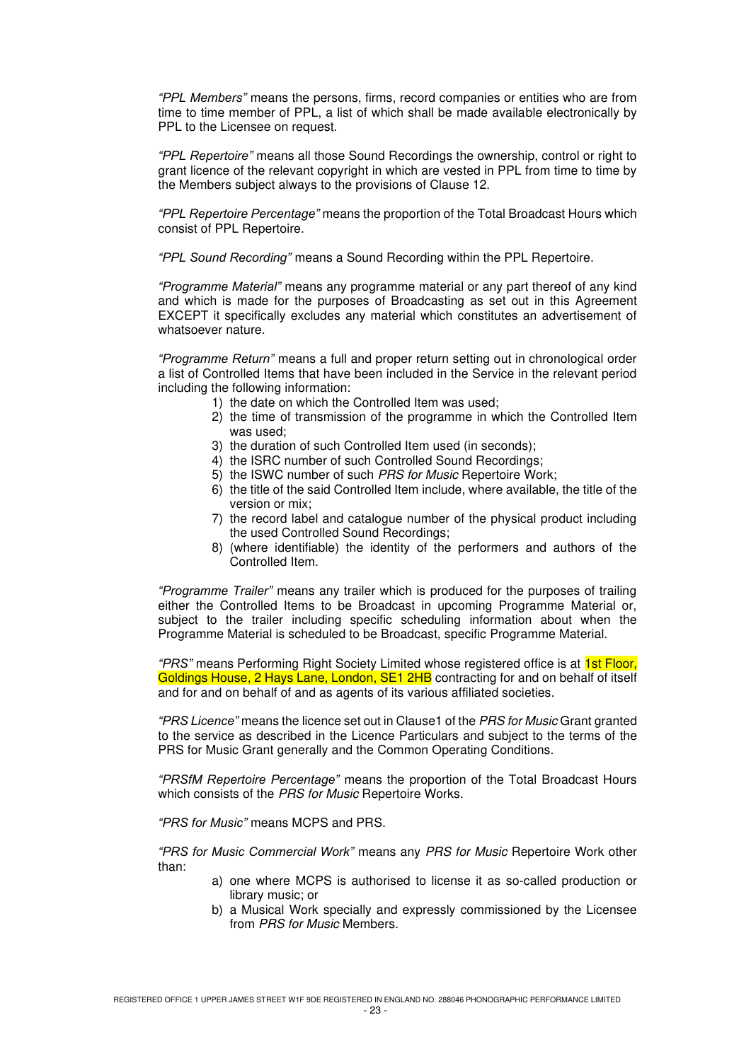*"PPL Members"* means the persons, firms, record companies or entities who are from time to time member of PPL, a list of which shall be made available electronically by PPL to the Licensee on request.

*"PPL Repertoire"* means all those Sound Recordings the ownership, control or right to grant licence of the relevant copyright in which are vested in PPL from time to time by the Members subject always to the provisions of Clause 12.

*"PPL Repertoire Percentage"* means the proportion of the Total Broadcast Hours which consist of PPL Repertoire.

*"PPL Sound Recording"* means a Sound Recording within the PPL Repertoire.

*"Programme Material"* means any programme material or any part thereof of any kind and which is made for the purposes of Broadcasting as set out in this Agreement EXCEPT it specifically excludes any material which constitutes an advertisement of whatsoever nature.

*"Programme Return"* means a full and proper return setting out in chronological order a list of Controlled Items that have been included in the Service in the relevant period including the following information:

1) the date on which the Controlled Item was used;
2) the time of transmission of the programme in which the Controlled Item was used;
3) the duration of such Controlled Item used (in seconds);
4) the ISRC number of such Controlled Sound Recordings;
5) the ISWC number of such *PRS for Music* Repertoire Work;
6) the title of the said Controlled Item include, where available, the title of the version or mix;
7) the record label and catalogue number of the physical product including the used Controlled Sound Recordings;
8) (where identifiable) the identity of the performers and authors of the Controlled Item.

*"Programme Trailer"* means any trailer which is produced for the purposes of trailing either the Controlled Items to be Broadcast in upcoming Programme Material or, subject to the trailer including specific scheduling information about when the Programme Material is scheduled to be Broadcast, specific Programme Material.

*"PRS"* means Performing Right Society Limited whose registered office is at 1st Floor, Goldings House, 2 Hays Lane, London, SE1 2HB contracting for and on behalf of itself and for and on behalf of and as agents of its various affiliated societies.

*"PRS Licence"* means the licence set out in Clause1 of the *PRS for Music* Grant granted to the service as described in the Licence Particulars and subject to the terms of the PRS for Music Grant generally and the Common Operating Conditions.

*"PRSfM Repertoire Percentage"* means the proportion of the Total Broadcast Hours which consists of the *PRS for Music* Repertoire Works.

*"PRS for Music"* means MCPS and PRS.

*"PRS for Music Commercial Work"* means any *PRS for Music* Repertoire Work other than:

a) one where MCPS is authorised to license it as so-called production or library music; or
b) a Musical Work specially and expressly commissioned by the Licensee from *PRS for Music* Members.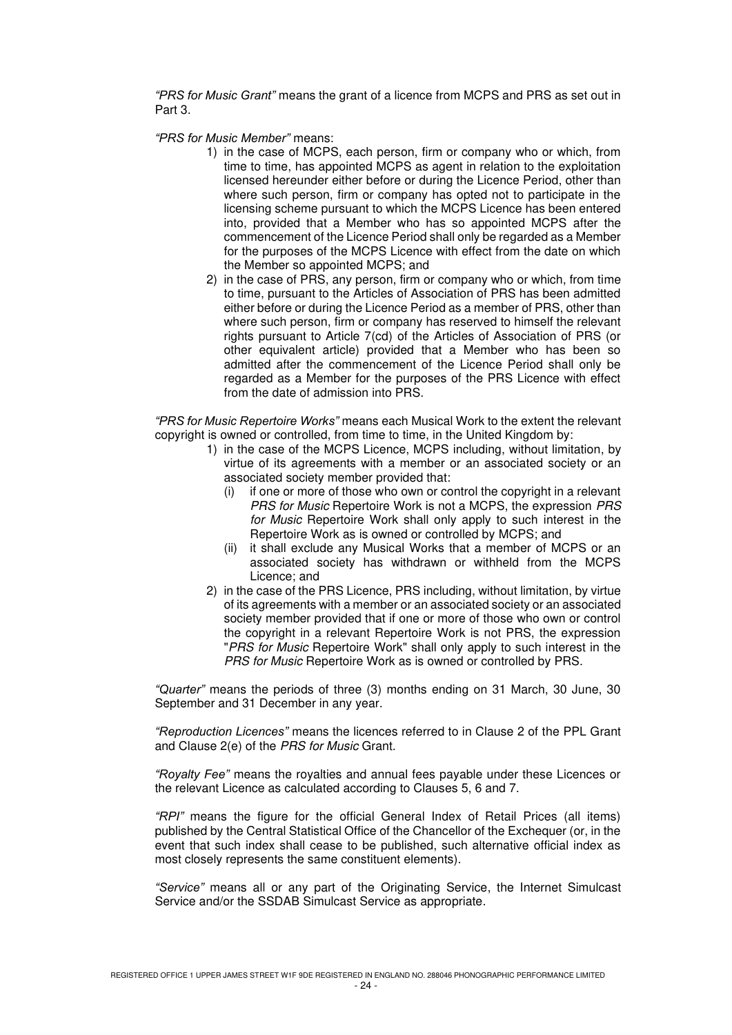*"PRS for Music Grant"* means the grant of a licence from MCPS and PRS as set out in Part 3.

*"PRS for Music Member"* means:

1) in the case of MCPS, each person, firm or company who or which, from time to time, has appointed MCPS as agent in relation to the exploitation licensed hereunder either before or during the Licence Period, other than where such person, firm or company has opted not to participate in the licensing scheme pursuant to which the MCPS Licence has been entered into, provided that a Member who has so appointed MCPS after the commencement of the Licence Period shall only be regarded as a Member for the purposes of the MCPS Licence with effect from the date on which the Member so appointed MCPS; and
2) in the case of PRS, any person, firm or company who or which, from time to time, pursuant to the Articles of Association of PRS has been admitted either before or during the Licence Period as a member of PRS, other than where such person, firm or company has reserved to himself the relevant rights pursuant to Article 7(cd) of the Articles of Association of PRS (or other equivalent article) provided that a Member who has been so admitted after the commencement of the Licence Period shall only be regarded as a Member for the purposes of the PRS Licence with effect from the date of admission into PRS.

*"PRS for Music Repertoire Works"* means each Musical Work to the extent the relevant copyright is owned or controlled, from time to time, in the United Kingdom by:

1) in the case of the MCPS Licence, MCPS including, without limitation, by virtue of its agreements with a member or an associated society or an associated society member provided that:
   (i) if one or more of those who own or control the copyright in a relevant *PRS for Music* Repertoire Work is not a MCPS, the expression *PRS for Music* Repertoire Work shall only apply to such interest in the Repertoire Work as is owned or controlled by MCPS; and
   (ii) it shall exclude any Musical Works that a member of MCPS or an associated society has withdrawn or withheld from the MCPS Licence; and
2) in the case of the PRS Licence, PRS including, without limitation, by virtue of its agreements with a member or an associated society or an associated society member provided that if one or more of those who own or control the copyright in a relevant Repertoire Work is not PRS, the expression "*PRS for Music* Repertoire Work" shall only apply to such interest in the *PRS for Music* Repertoire Work as is owned or controlled by PRS.

*"Quarter"* means the periods of three (3) months ending on 31 March, 30 June, 30 September and 31 December in any year.

*"Reproduction Licences"* means the licences referred to in Clause 2 of the PPL Grant and Clause 2(e) of the *PRS for Music* Grant.

*"Royalty Fee"* means the royalties and annual fees payable under these Licences or the relevant Licence as calculated according to Clauses 5, 6 and 7.

*"RPI"* means the figure for the official General Index of Retail Prices (all items) published by the Central Statistical Office of the Chancellor of the Exchequer (or, in the event that such index shall cease to be published, such alternative official index as most closely represents the same constituent elements).

*"Service"* means all or any part of the Originating Service, the Internet Simulcast Service and/or the SSDAB Simulcast Service as appropriate.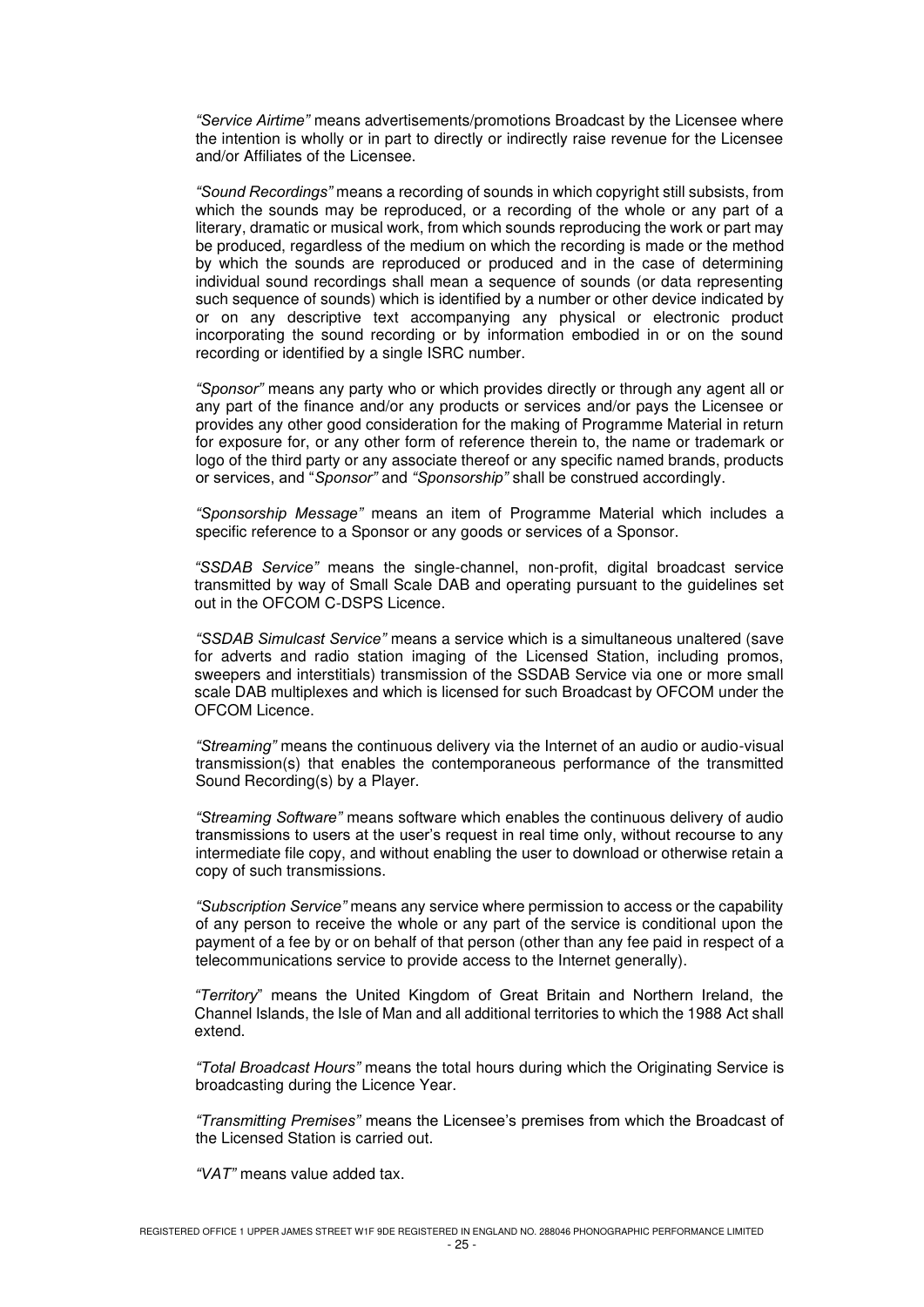*"Service Airtime"* means advertisements/promotions Broadcast by the Licensee where the intention is wholly or in part to directly or indirectly raise revenue for the Licensee and/or Affiliates of the Licensee.

*"Sound Recordings"* means a recording of sounds in which copyright still subsists, from which the sounds may be reproduced, or a recording of the whole or any part of a literary, dramatic or musical work, from which sounds reproducing the work or part may be produced, regardless of the medium on which the recording is made or the method by which the sounds are reproduced or produced and in the case of determining individual sound recordings shall mean a sequence of sounds (or data representing such sequence of sounds) which is identified by a number or other device indicated by or on any descriptive text accompanying any physical or electronic product incorporating the sound recording or by information embodied in or on the sound recording or identified by a single ISRC number.

*"Sponsor"* means any party who or which provides directly or through any agent all or any part of the finance and/or any products or services and/or pays the Licensee or provides any other good consideration for the making of Programme Material in return for exposure for, or any other form of reference therein to, the name or trademark or logo of the third party or any associate thereof or any specific named brands, products or services, and "*Sponsor"* and *"Sponsorship"* shall be construed accordingly.

*"Sponsorship Message"* means an item of Programme Material which includes a specific reference to a Sponsor or any goods or services of a Sponsor.

*"SSDAB Service"* means the single-channel, non-profit, digital broadcast service transmitted by way of Small Scale DAB and operating pursuant to the guidelines set out in the OFCOM C-DSPS Licence.

*"SSDAB Simulcast Service"* means a service which is a simultaneous unaltered (save for adverts and radio station imaging of the Licensed Station, including promos, sweepers and interstitials) transmission of the SSDAB Service via one or more small scale DAB multiplexes and which is licensed for such Broadcast by OFCOM under the OFCOM Licence.

*"Streaming"* means the continuous delivery via the Internet of an audio or audio-visual transmission(s) that enables the contemporaneous performance of the transmitted Sound Recording(s) by a Player.

*"Streaming Software"* means software which enables the continuous delivery of audio transmissions to users at the user's request in real time only, without recourse to any intermediate file copy, and without enabling the user to download or otherwise retain a copy of such transmissions.

*"Subscription Service"* means any service where permission to access or the capability of any person to receive the whole or any part of the service is conditional upon the payment of a fee by or on behalf of that person (other than any fee paid in respect of a telecommunications service to provide access to the Internet generally).

*"Territory*" means the United Kingdom of Great Britain and Northern Ireland, the Channel Islands, the Isle of Man and all additional territories to which the 1988 Act shall extend.

*"Total Broadcast Hours"* means the total hours during which the Originating Service is broadcasting during the Licence Year.

*"Transmitting Premises"* means the Licensee's premises from which the Broadcast of the Licensed Station is carried out.

*"VAT"* means value added tax.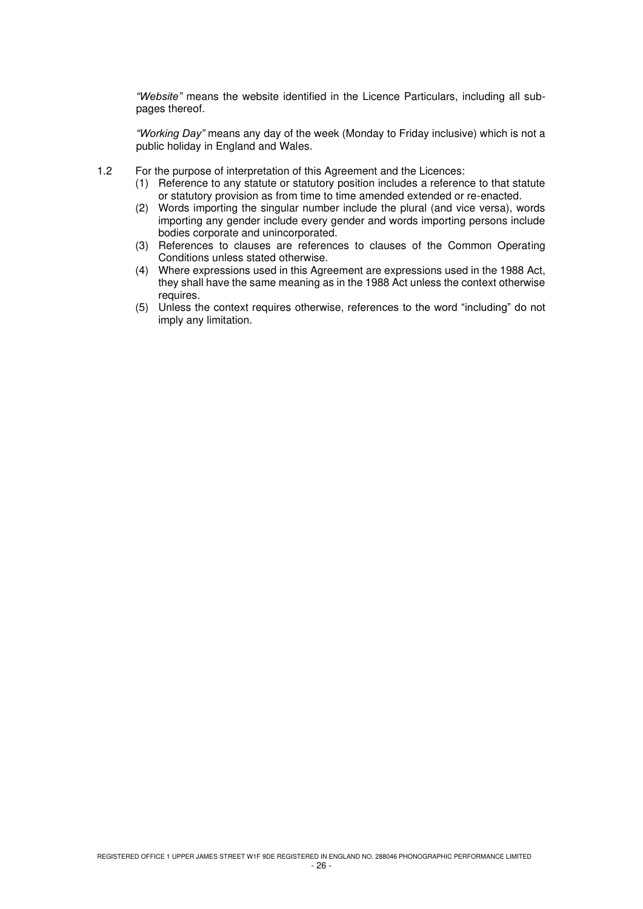*"Website"* means the website identified in the Licence Particulars, including all sub-pages thereof.

*"Working Day"* means any day of the week (Monday to Friday inclusive) which is not a public holiday in England and Wales.

1.2 For the purpose of interpretation of this Agreement and the Licences:

(1) Reference to any statute or statutory position includes a reference to that statute or statutory provision as from time to time amended extended or re-enacted.

(2) Words importing the singular number include the plural (and vice versa), words importing any gender include every gender and words importing persons include bodies corporate and unincorporated.

(3) References to clauses are references to clauses of the Common Operating Conditions unless stated otherwise.

(4) Where expressions used in this Agreement are expressions used in the 1988 Act, they shall have the same meaning as in the 1988 Act unless the context otherwise requires.

(5) Unless the context requires otherwise, references to the word "including" do not imply any limitation.